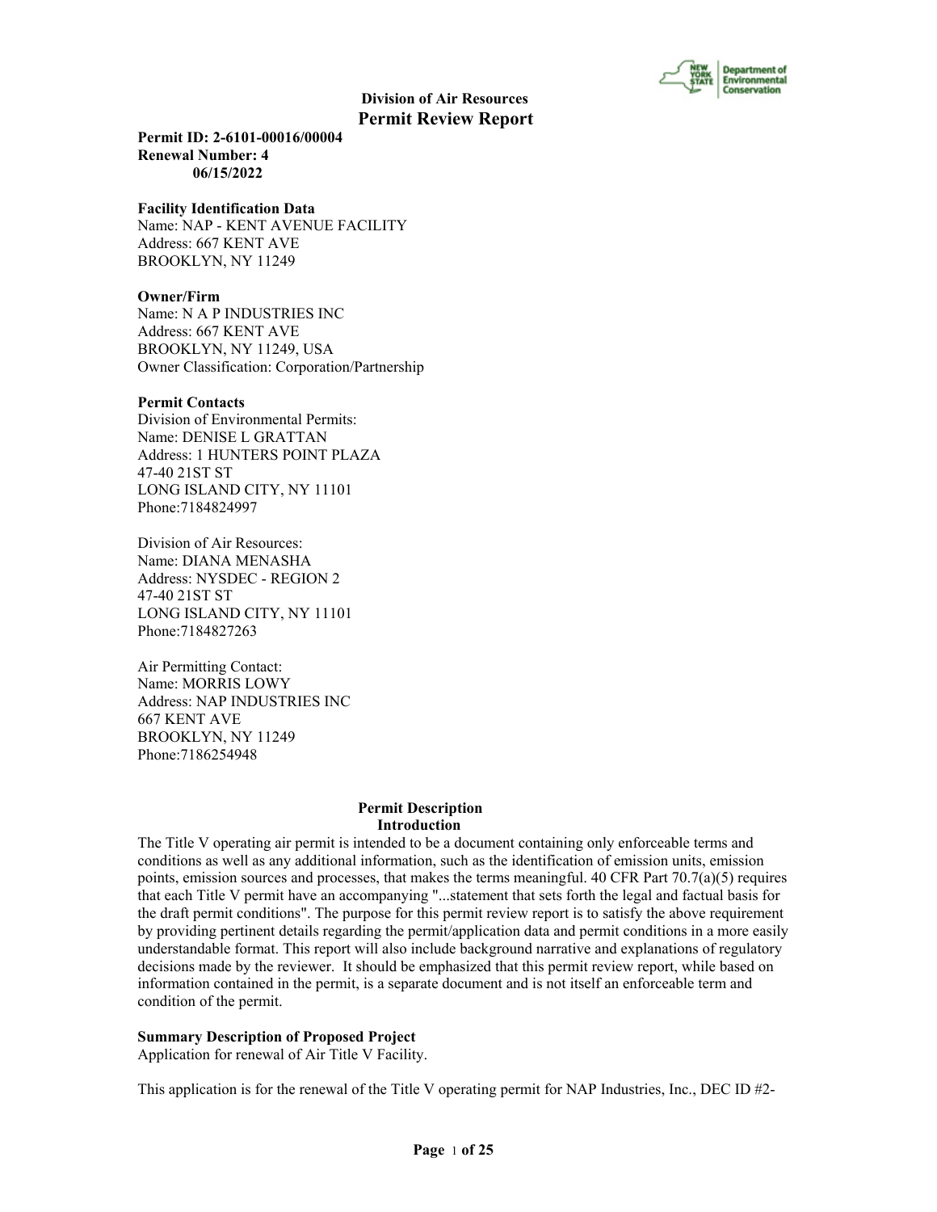**Division of Air Resources**

# Permit Review Report

**Permit ID: 2-6101-00016/00004**
**Renewal Number: 4**
**06/15/2022**

**Facility Identification Data**
Name: NAP - KENT AVENUE FACILITY
Address: 667 KENT AVE
BROOKLYN, NY 11249

**Owner/Firm**
Name: N A P INDUSTRIES INC
Address: 667 KENT AVE
BROOKLYN, NY 11249, USA
Owner Classification: Corporation/Partnership

**Permit Contacts**
Division of Environmental Permits:
Name: DENISE L GRATTAN
Address: 1 HUNTERS POINT PLAZA
47-40 21ST ST
LONG ISLAND CITY, NY 11101
Phone:7184824997

Division of Air Resources:
Name: DIANA MENASHA
Address: NYSDEC - REGION 2
47-40 21ST ST
LONG ISLAND CITY, NY 11101
Phone:7184827263

Air Permitting Contact:
Name: MORRIS LOWY
Address: NAP INDUSTRIES INC
667 KENT AVE
BROOKLYN, NY 11249
Phone:7186254948

## Permit Description

### Introduction

The Title V operating air permit is intended to be a document containing only enforceable terms and conditions as well as any additional information, such as the identification of emission units, emission points, emission sources and processes, that makes the terms meaningful. 40 CFR Part 70.7(a)(5) requires that each Title V permit have an accompanying "...statement that sets forth the legal and factual basis for the draft permit conditions". The purpose for this permit review report is to satisfy the above requirement by providing pertinent details regarding the permit/application data and permit conditions in a more easily understandable format. This report will also include background narrative and explanations of regulatory decisions made by the reviewer. It should be emphasized that this permit review report, while based on information contained in the permit, is a separate document and is not itself an enforceable term and condition of the permit.

**Summary Description of Proposed Project**
Application for renewal of Air Title V Facility.

This application is for the renewal of the Title V operating permit for NAP Industries, Inc., DEC ID #2-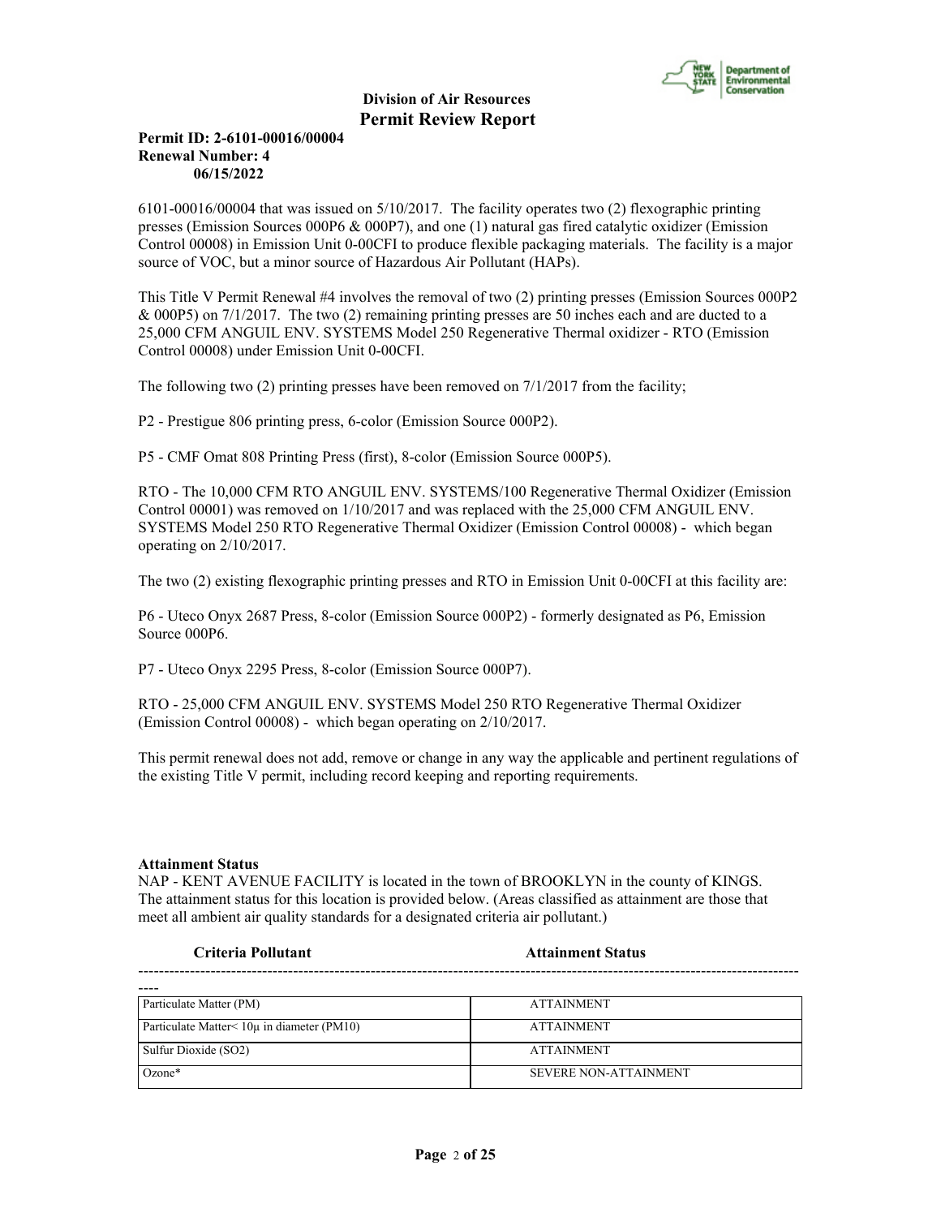6101-00016/00004 that was issued on 5/10/2017. The facility operates two (2) flexographic printing presses (Emission Sources 000P6 & 000P7), and one (1) natural gas fired catalytic oxidizer (Emission Control 00008) in Emission Unit 0-00CFI to produce flexible packaging materials. The facility is a major source of VOC, but a minor source of Hazardous Air Pollutant (HAPs).

This Title V Permit Renewal #4 involves the removal of two (2) printing presses (Emission Sources 000P2 & 000P5) on 7/1/2017. The two (2) remaining printing presses are 50 inches each and are ducted to a 25,000 CFM ANGUIL ENV. SYSTEMS Model 250 Regenerative Thermal oxidizer - RTO (Emission Control 00008) under Emission Unit 0-00CFI.

The following two (2) printing presses have been removed on 7/1/2017 from the facility;

P2 - Prestigue 806 printing press, 6-color (Emission Source 000P2).

P5 - CMF Omat 808 Printing Press (first), 8-color (Emission Source 000P5).

RTO - The 10,000 CFM RTO ANGUIL ENV. SYSTEMS/100 Regenerative Thermal Oxidizer (Emission Control 00001) was removed on 1/10/2017 and was replaced with the 25,000 CFM ANGUIL ENV. SYSTEMS Model 250 RTO Regenerative Thermal Oxidizer (Emission Control 00008) - which began operating on 2/10/2017.

The two (2) existing flexographic printing presses and RTO in Emission Unit 0-00CFI at this facility are:

P6 - Uteco Onyx 2687 Press, 8-color (Emission Source 000P2) - formerly designated as P6, Emission Source 000P6.

P7 - Uteco Onyx 2295 Press, 8-color (Emission Source 000P7).

RTO - 25,000 CFM ANGUIL ENV. SYSTEMS Model 250 RTO Regenerative Thermal Oxidizer (Emission Control 00008) - which began operating on 2/10/2017.

This permit renewal does not add, remove or change in any way the applicable and pertinent regulations of the existing Title V permit, including record keeping and reporting requirements.

**Attainment Status**

NAP - KENT AVENUE FACILITY is located in the town of BROOKLYN in the county of KINGS. The attainment status for this location is provided below. (Areas classified as attainment are those that meet all ambient air quality standards for a designated criteria air pollutant.)

| Criteria Pollutant | Attainment Status |
|---|---|
| Particulate Matter (PM) | ATTAINMENT |
| Particulate Matter< 10μ in diameter (PM10) | ATTAINMENT |
| Sulfur Dioxide (SO2) | ATTAINMENT |
| Ozone* | SEVERE NON-ATTAINMENT |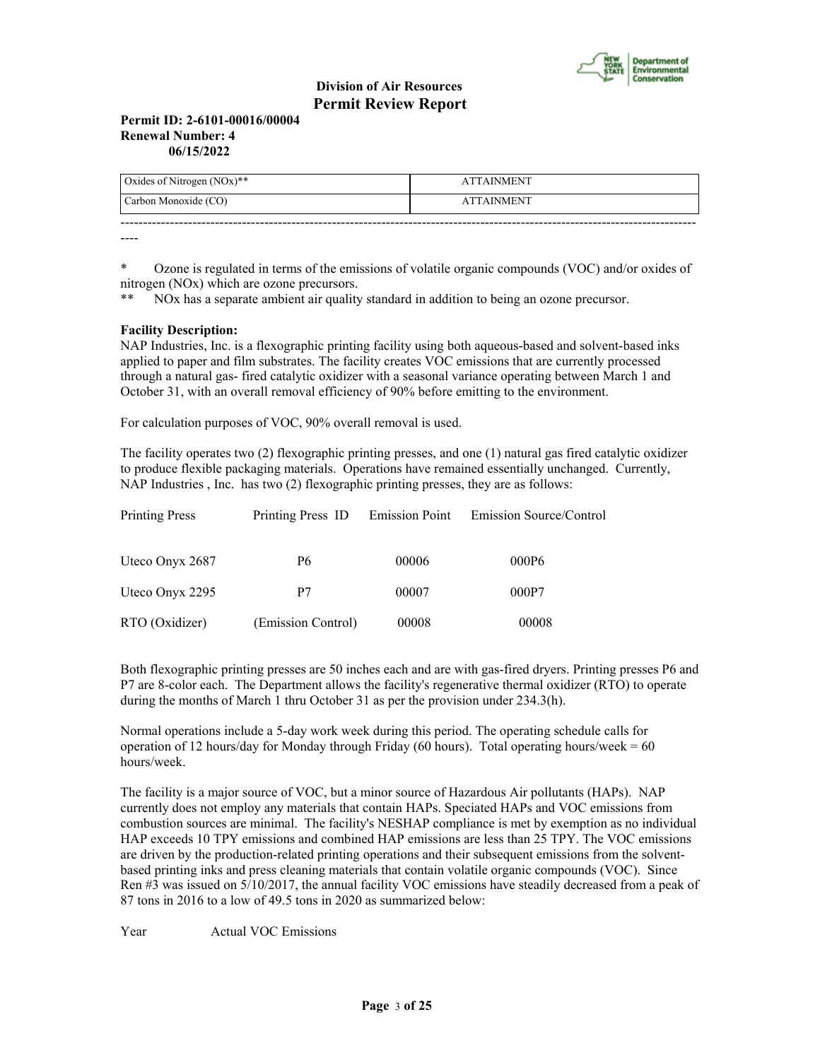| Oxides of Nitrogen (NOx)** | ATTAINMENT |
|---|---|
| Carbon Monoxide (CO) | ATTAINMENT |

----------------------------------------------------------------------------------------------------------------------------------

\*       Ozone is regulated in terms of the emissions of volatile organic compounds (VOC) and/or oxides of nitrogen (NOx) which are ozone precursors.
\*\*     NOx has a separate ambient air quality standard in addition to being an ozone precursor.

**Facility Description:**
NAP Industries, Inc. is a flexographic printing facility using both aqueous-based and solvent-based inks applied to paper and film substrates. The facility creates VOC emissions that are currently processed through a natural gas- fired catalytic oxidizer with a seasonal variance operating between March 1 and October 31, with an overall removal efficiency of 90% before emitting to the environment.

For calculation purposes of VOC, 90% overall removal is used.

The facility operates two (2) flexographic printing presses, and one (1) natural gas fired catalytic oxidizer to produce flexible packaging materials. Operations have remained essentially unchanged. Currently, NAP Industries , Inc. has two (2) flexographic printing presses, they are as follows:

| Printing Press | Printing Press ID | Emission Point | Emission Source/Control |
|---|---|---|---|
| Uteco Onyx 2687 | P6 | 00006 | 000P6 |
| Uteco Onyx 2295 | P7 | 00007 | 000P7 |
| RTO (Oxidizer) | (Emission Control) | 00008 | 00008 |

Both flexographic printing presses are 50 inches each and are with gas-fired dryers. Printing presses P6 and P7 are 8-color each. The Department allows the facility's regenerative thermal oxidizer (RTO) to operate during the months of March 1 thru October 31 as per the provision under 234.3(h).

Normal operations include a 5-day work week during this period. The operating schedule calls for operation of 12 hours/day for Monday through Friday (60 hours). Total operating hours/week = 60 hours/week.

The facility is a major source of VOC, but a minor source of Hazardous Air pollutants (HAPs). NAP currently does not employ any materials that contain HAPs. Speciated HAPs and VOC emissions from combustion sources are minimal. The facility's NESHAP compliance is met by exemption as no individual HAP exceeds 10 TPY emissions and combined HAP emissions are less than 25 TPY. The VOC emissions are driven by the production-related printing operations and their subsequent emissions from the solvent-based printing inks and press cleaning materials that contain volatile organic compounds (VOC). Since Ren #3 was issued on 5/10/2017, the annual facility VOC emissions have steadily decreased from a peak of 87 tons in 2016 to a low of 49.5 tons in 2020 as summarized below:

Year        Actual VOC Emissions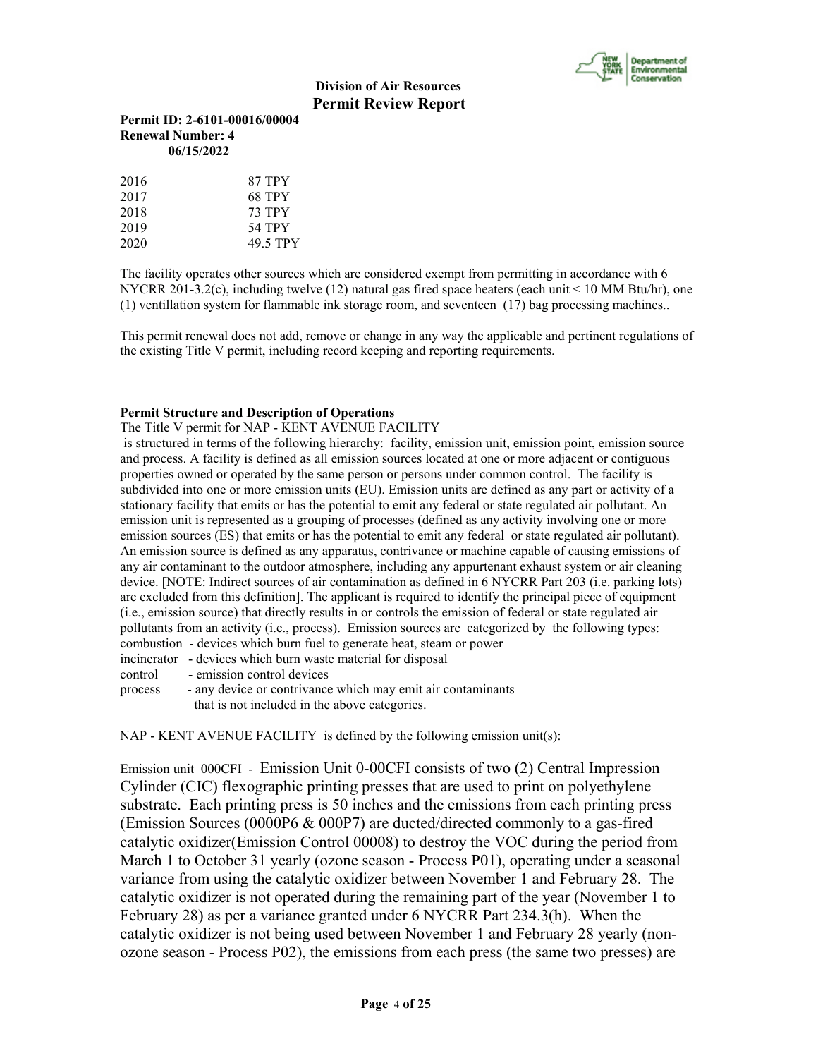| 2016 | 87 TPY |
|---|---|
| 2017 | 68 TPY |
| 2018 | 73 TPY |
| 2019 | 54 TPY |
| 2020 | 49.5 TPY |

The facility operates other sources which are considered exempt from permitting in accordance with 6 NYCRR 201-3.2(c), including twelve (12) natural gas fired space heaters (each unit < 10 MM Btu/hr), one (1) ventillation system for flammable ink storage room, and seventeen (17) bag processing machines..

This permit renewal does not add, remove or change in any way the applicable and pertinent regulations of the existing Title V permit, including record keeping and reporting requirements.

**Permit Structure and Description of Operations**

The Title V permit for NAP - KENT AVENUE FACILITY is structured in terms of the following hierarchy: facility, emission unit, emission point, emission source and process. A facility is defined as all emission sources located at one or more adjacent or contiguous properties owned or operated by the same person or persons under common control. The facility is subdivided into one or more emission units (EU). Emission units are defined as any part or activity of a stationary facility that emits or has the potential to emit any federal or state regulated air pollutant. An emission unit is represented as a grouping of processes (defined as any activity involving one or more emission sources (ES) that emits or has the potential to emit any federal or state regulated air pollutant). An emission source is defined as any apparatus, contrivance or machine capable of causing emissions of any air contaminant to the outdoor atmosphere, including any appurtenant exhaust system or air cleaning device. [NOTE: Indirect sources of air contamination as defined in 6 NYCRR Part 203 (i.e. parking lots) are excluded from this definition]. The applicant is required to identify the principal piece of equipment (i.e., emission source) that directly results in or controls the emission of federal or state regulated air pollutants from an activity (i.e., process). Emission sources are categorized by the following types:

combustion - devices which burn fuel to generate heat, steam or power
incinerator - devices which burn waste material for disposal
control - emission control devices
process - any device or contrivance which may emit air contaminants that is not included in the above categories.

NAP - KENT AVENUE FACILITY is defined by the following emission unit(s):

Emission unit 000CFI - Emission Unit 0-00CFI consists of two (2) Central Impression Cylinder (CIC) flexographic printing presses that are used to print on polyethylene substrate. Each printing press is 50 inches and the emissions from each printing press (Emission Sources (0000P6 & 000P7) are ducted/directed commonly to a gas-fired catalytic oxidizer(Emission Control 00008) to destroy the VOC during the period from March 1 to October 31 yearly (ozone season - Process P01), operating under a seasonal variance from using the catalytic oxidizer between November 1 and February 28. The catalytic oxidizer is not operated during the remaining part of the year (November 1 to February 28) as per a variance granted under 6 NYCRR Part 234.3(h). When the catalytic oxidizer is not being used between November 1 and February 28 yearly (non-ozone season - Process P02), the emissions from each press (the same two presses) are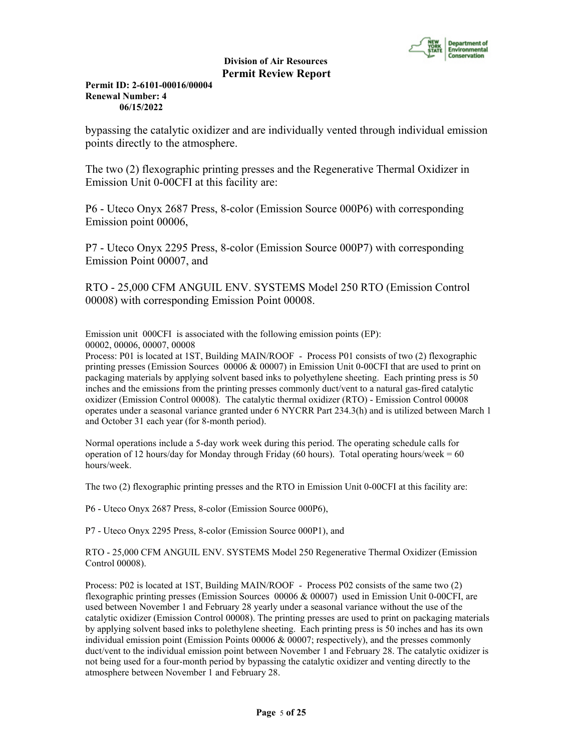bypassing the catalytic oxidizer and are individually vented through individual emission points directly to the atmosphere.

The two (2) flexographic printing presses and the Regenerative Thermal Oxidizer in Emission Unit 0-00CFI at this facility are:

P6 - Uteco Onyx 2687 Press, 8-color (Emission Source 000P6) with corresponding Emission point 00006,

P7 - Uteco Onyx 2295 Press, 8-color (Emission Source 000P7) with corresponding Emission Point 00007, and

RTO - 25,000 CFM ANGUIL ENV. SYSTEMS Model 250 RTO (Emission Control 00008) with corresponding Emission Point 00008.

Emission unit 000CFI is associated with the following emission points (EP):
00002, 00006, 00007, 00008

Process: P01 is located at 1ST, Building MAIN/ROOF - Process P01 consists of two (2) flexographic printing presses (Emission Sources 00006 & 00007) in Emission Unit 0-00CFI that are used to print on packaging materials by applying solvent based inks to polyethylene sheeting. Each printing press is 50 inches and the emissions from the printing presses commonly duct/vent to a natural gas-fired catalytic oxidizer (Emission Control 00008). The catalytic thermal oxidizer (RTO) - Emission Control 00008 operates under a seasonal variance granted under 6 NYCRR Part 234.3(h) and is utilized between March 1 and October 31 each year (for 8-month period).

Normal operations include a 5-day work week during this period. The operating schedule calls for operation of 12 hours/day for Monday through Friday (60 hours). Total operating hours/week = 60 hours/week.

The two (2) flexographic printing presses and the RTO in Emission Unit 0-00CFI at this facility are:

P6 - Uteco Onyx 2687 Press, 8-color (Emission Source 000P6),

P7 - Uteco Onyx 2295 Press, 8-color (Emission Source 000P1), and

RTO - 25,000 CFM ANGUIL ENV. SYSTEMS Model 250 Regenerative Thermal Oxidizer (Emission Control 00008).

Process: P02 is located at 1ST, Building MAIN/ROOF - Process P02 consists of the same two (2) flexographic printing presses (Emission Sources 00006 & 00007) used in Emission Unit 0-00CFI, are used between November 1 and February 28 yearly under a seasonal variance without the use of the catalytic oxidizer (Emission Control 00008). The printing presses are used to print on packaging materials by applying solvent based inks to polethylene sheeting. Each printing press is 50 inches and has its own individual emission point (Emission Points 00006 & 00007; respectively), and the presses commonly duct/vent to the individual emission point between November 1 and February 28. The catalytic oxidizer is not being used for a four-month period by bypassing the catalytic oxidizer and venting directly to the atmosphere between November 1 and February 28.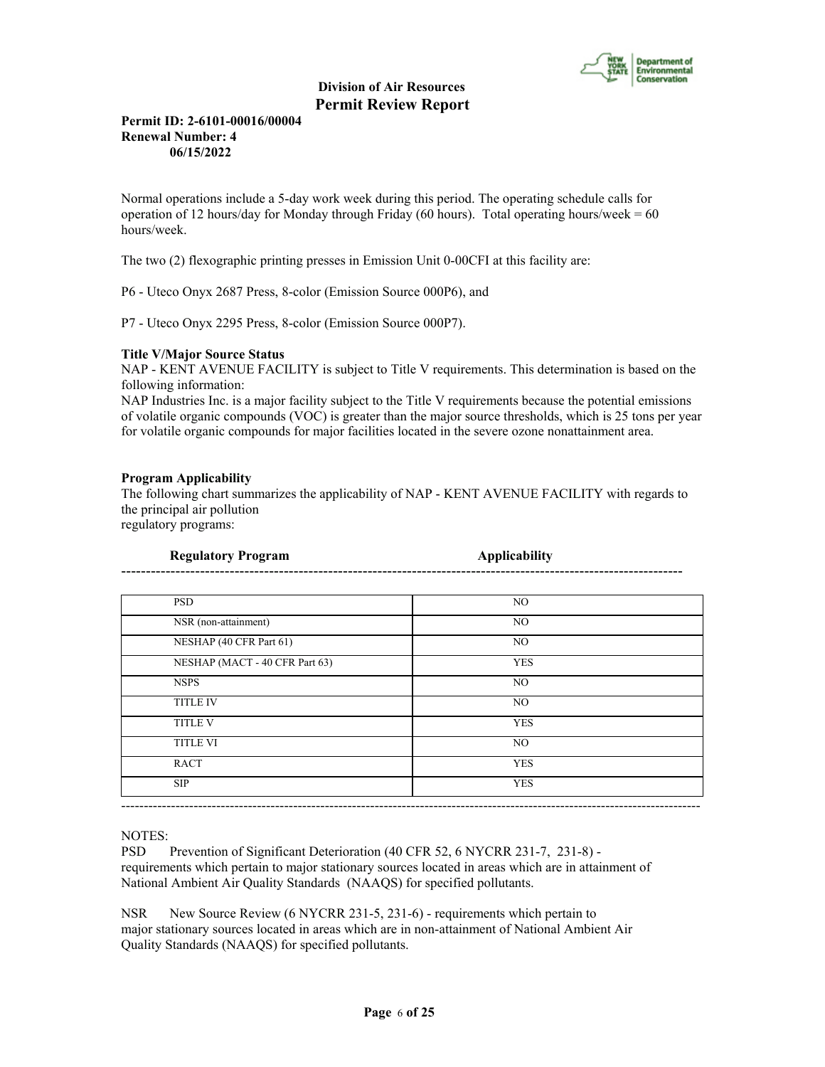Normal operations include a 5-day work week during this period. The operating schedule calls for operation of 12 hours/day for Monday through Friday (60 hours). Total operating hours/week = 60 hours/week.

The two (2) flexographic printing presses in Emission Unit 0-00CFI at this facility are:

P6 - Uteco Onyx 2687 Press, 8-color (Emission Source 000P6), and

P7 - Uteco Onyx 2295 Press, 8-color (Emission Source 000P7).

**Title V/Major Source Status**

NAP - KENT AVENUE FACILITY is subject to Title V requirements. This determination is based on the following information:

NAP Industries Inc. is a major facility subject to the Title V requirements because the potential emissions of volatile organic compounds (VOC) is greater than the major source thresholds, which is 25 tons per year for volatile organic compounds for major facilities located in the severe ozone nonattainment area.

**Program Applicability**

The following chart summarizes the applicability of NAP - KENT AVENUE FACILITY with regards to the principal air pollution regulatory programs:

| Regulatory Program | Applicability |
|---|---|
| PSD | NO |
| NSR (non-attainment) | NO |
| NESHAP (40 CFR Part 61) | NO |
| NESHAP (MACT - 40 CFR Part 63) | YES |
| NSPS | NO |
| TITLE IV | NO |
| TITLE V | YES |
| TITLE VI | NO |
| RACT | YES |
| SIP | YES |

NOTES:

PSD Prevention of Significant Deterioration (40 CFR 52, 6 NYCRR 231-7, 231-8) - requirements which pertain to major stationary sources located in areas which are in attainment of National Ambient Air Quality Standards (NAAQS) for specified pollutants.

NSR New Source Review (6 NYCRR 231-5, 231-6) - requirements which pertain to major stationary sources located in areas which are in non-attainment of National Ambient Air Quality Standards (NAAQS) for specified pollutants.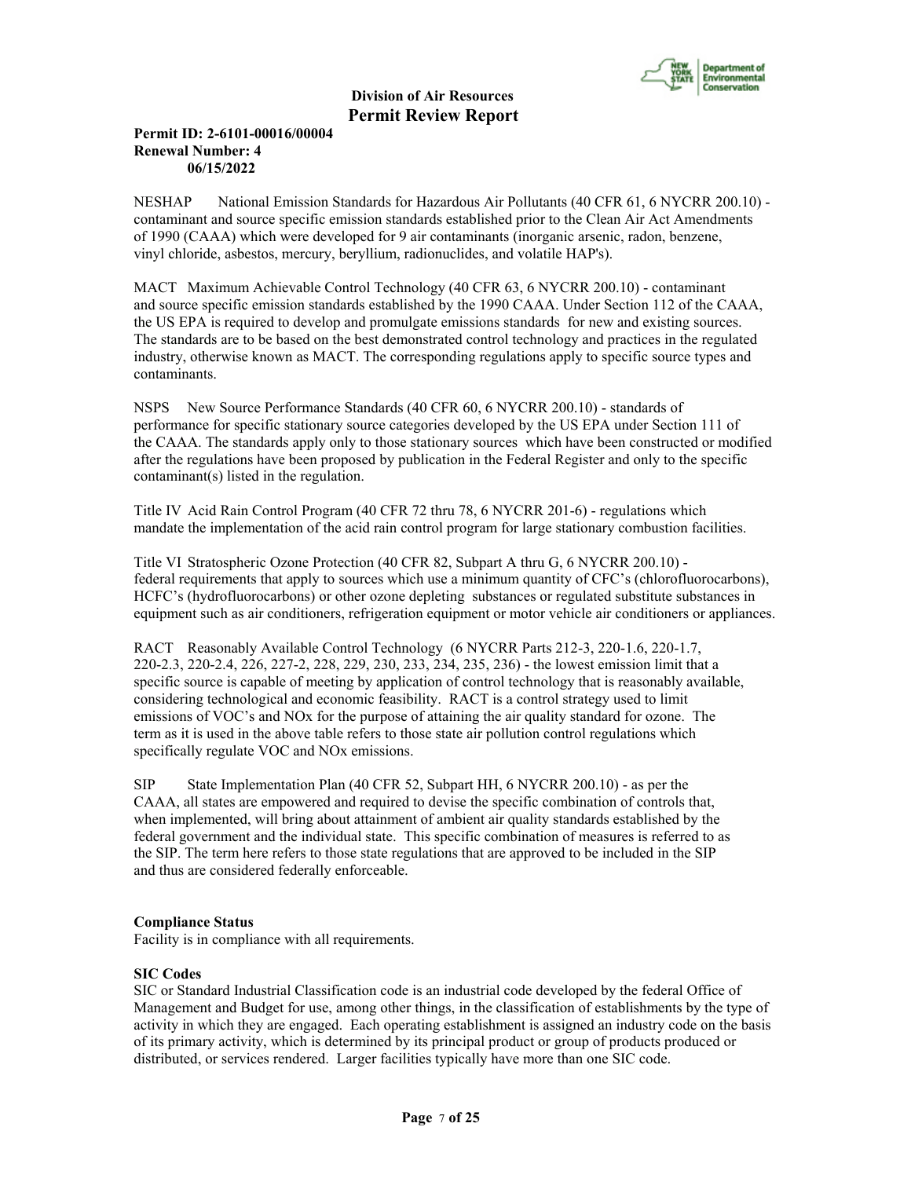NESHAP National Emission Standards for Hazardous Air Pollutants (40 CFR 61, 6 NYCRR 200.10) - contaminant and source specific emission standards established prior to the Clean Air Act Amendments of 1990 (CAAA) which were developed for 9 air contaminants (inorganic arsenic, radon, benzene, vinyl chloride, asbestos, mercury, beryllium, radionuclides, and volatile HAP's).

MACT Maximum Achievable Control Technology (40 CFR 63, 6 NYCRR 200.10) - contaminant and source specific emission standards established by the 1990 CAAA. Under Section 112 of the CAAA, the US EPA is required to develop and promulgate emissions standards for new and existing sources. The standards are to be based on the best demonstrated control technology and practices in the regulated industry, otherwise known as MACT. The corresponding regulations apply to specific source types and contaminants.

NSPS New Source Performance Standards (40 CFR 60, 6 NYCRR 200.10) - standards of performance for specific stationary source categories developed by the US EPA under Section 111 of the CAAA. The standards apply only to those stationary sources which have been constructed or modified after the regulations have been proposed by publication in the Federal Register and only to the specific contaminant(s) listed in the regulation.

Title IV Acid Rain Control Program (40 CFR 72 thru 78, 6 NYCRR 201-6) - regulations which mandate the implementation of the acid rain control program for large stationary combustion facilities.

Title VI Stratospheric Ozone Protection (40 CFR 82, Subpart A thru G, 6 NYCRR 200.10) - federal requirements that apply to sources which use a minimum quantity of CFC's (chlorofluorocarbons), HCFC's (hydrofluorocarbons) or other ozone depleting substances or regulated substitute substances in equipment such as air conditioners, refrigeration equipment or motor vehicle air conditioners or appliances.

RACT Reasonably Available Control Technology (6 NYCRR Parts 212-3, 220-1.6, 220-1.7, 220-2.3, 220-2.4, 226, 227-2, 228, 229, 230, 233, 234, 235, 236) - the lowest emission limit that a specific source is capable of meeting by application of control technology that is reasonably available, considering technological and economic feasibility. RACT is a control strategy used to limit emissions of VOC's and NOx for the purpose of attaining the air quality standard for ozone. The term as it is used in the above table refers to those state air pollution control regulations which specifically regulate VOC and NOx emissions.

SIP State Implementation Plan (40 CFR 52, Subpart HH, 6 NYCRR 200.10) - as per the CAAA, all states are empowered and required to devise the specific combination of controls that, when implemented, will bring about attainment of ambient air quality standards established by the federal government and the individual state. This specific combination of measures is referred to as the SIP. The term here refers to those state regulations that are approved to be included in the SIP and thus are considered federally enforceable.

**Compliance Status**

Facility is in compliance with all requirements.

**SIC Codes**

SIC or Standard Industrial Classification code is an industrial code developed by the federal Office of Management and Budget for use, among other things, in the classification of establishments by the type of activity in which they are engaged. Each operating establishment is assigned an industry code on the basis of its primary activity, which is determined by its principal product or group of products produced or distributed, or services rendered. Larger facilities typically have more than one SIC code.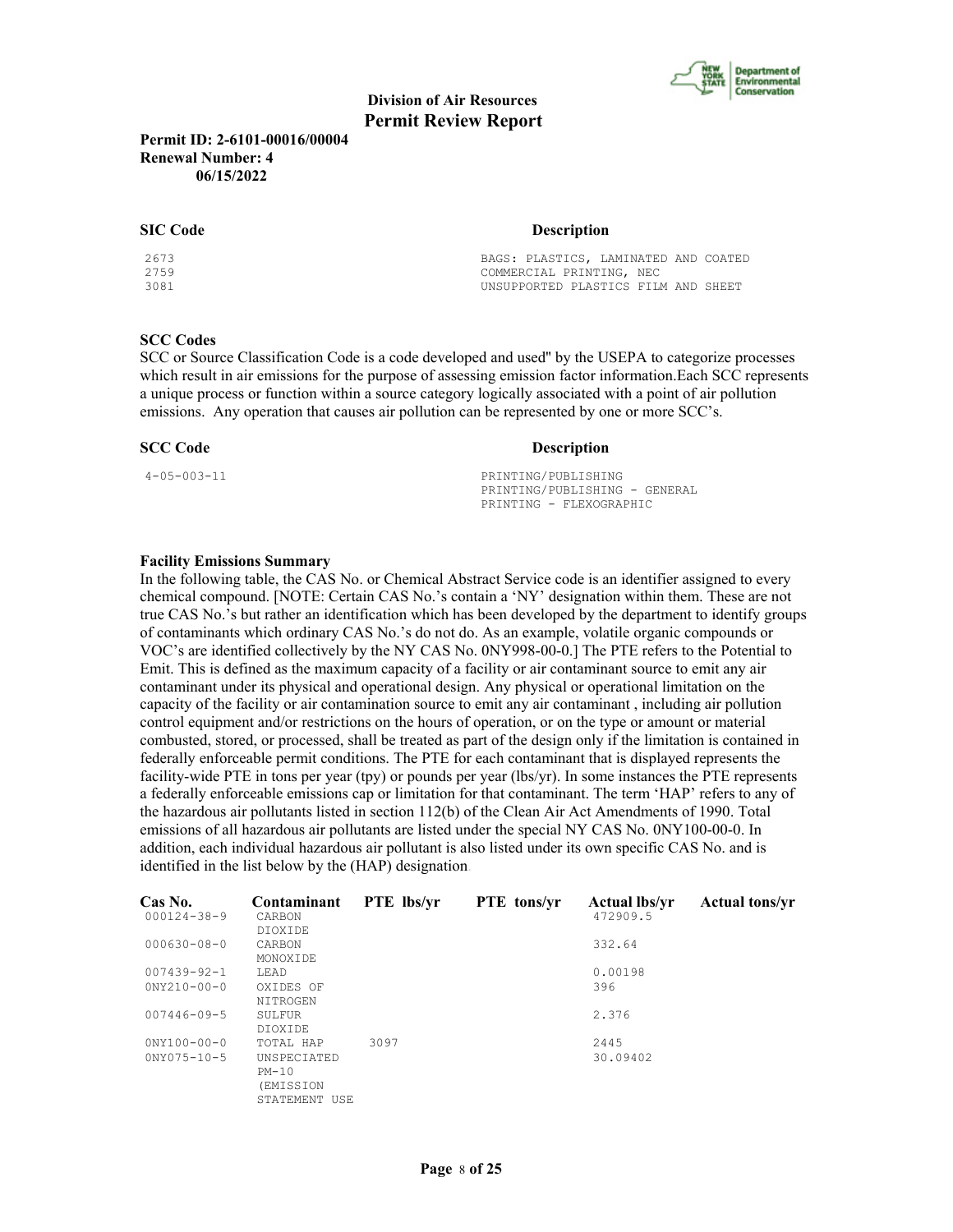**Division of Air Resources**
**Permit Review Report**

**Permit ID: 2-6101-00016/00004**
**Renewal Number: 4**
**06/15/2022**

| SIC Code | Description |
| --- | --- |
| 2673 | BAGS: PLASTICS, LAMINATED AND COATED |
| 2759 | COMMERCIAL PRINTING, NEC |
| 3081 | UNSUPPORTED PLASTICS FILM AND SHEET |

**SCC Codes**

SCC or Source Classification Code is a code developed and used'' by the USEPA to categorize processes which result in air emissions for the purpose of assessing emission factor information.Each SCC represents a unique process or function within a source category logically associated with a point of air pollution emissions. Any operation that causes air pollution can be represented by one or more SCC's.

| SCC Code | Description |
| --- | --- |
| 4-05-003-11 | PRINTING/PUBLISHING<br>PRINTING/PUBLISHING - GENERAL<br>PRINTING - FLEXOGRAPHIC |

**Facility Emissions Summary**

In the following table, the CAS No. or Chemical Abstract Service code is an identifier assigned to every chemical compound. [NOTE: Certain CAS No.'s contain a 'NY' designation within them. These are not true CAS No.'s but rather an identification which has been developed by the department to identify groups of contaminants which ordinary CAS No.'s do not do. As an example, volatile organic compounds or VOC's are identified collectively by the NY CAS No. 0NY998-00-0.] The PTE refers to the Potential to Emit. This is defined as the maximum capacity of a facility or air contaminant source to emit any air contaminant under its physical and operational design. Any physical or operational limitation on the capacity of the facility or air contamination source to emit any air contaminant , including air pollution control equipment and/or restrictions on the hours of operation, or on the type or amount or material combusted, stored, or processed, shall be treated as part of the design only if the limitation is contained in federally enforceable permit conditions. The PTE for each contaminant that is displayed represents the facility-wide PTE in tons per year (tpy) or pounds per year (lbs/yr). In some instances the PTE represents a federally enforceable emissions cap or limitation for that contaminant. The term 'HAP' refers to any of the hazardous air pollutants listed in section 112(b) of the Clean Air Act Amendments of 1990. Total emissions of all hazardous air pollutants are listed under the special NY CAS No. 0NY100-00-0. In addition, each individual hazardous air pollutant is also listed under its own specific CAS No. and is identified in the list below by the (HAP) designation.

| Cas No. | Contaminant | PTE lbs/yr | PTE tons/yr | Actual lbs/yr | Actual tons/yr |
| --- | --- | --- | --- | --- | --- |
| 000124-38-9 | CARBON DIOXIDE | | | 472909.5 | |
| 000630-08-0 | CARBON MONOXIDE | | | 332.64 | |
| 007439-92-1 | LEAD | | | 0.00198 | |
| 0NY210-00-0 | OXIDES OF NITROGEN | | | 396 | |
| 007446-09-5 | SULFUR DIOXIDE | | | 2.376 | |
| 0NY100-00-0 | TOTAL HAP | 3097 | | 2445 | |
| 0NY075-10-5 | UNSPECIATED PM-10 (EMISSION STATEMENT USE | | | 30.09402 | |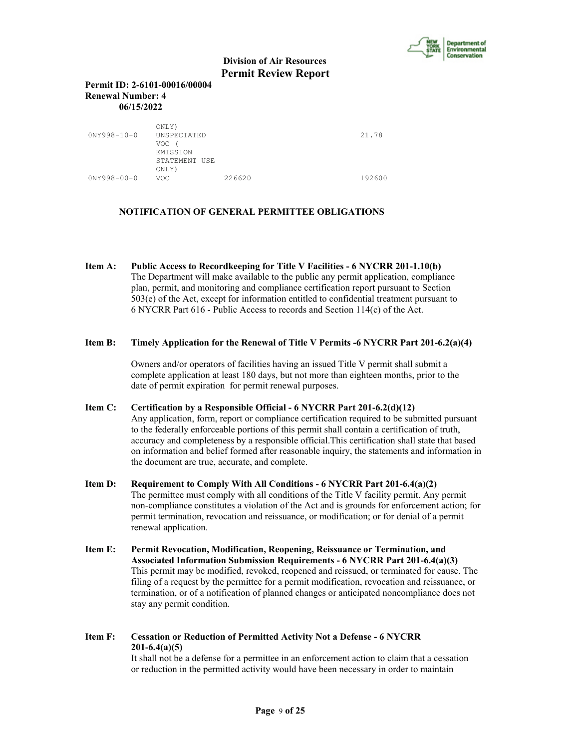| | | | |
|---|---|---|---|
| | ONLY) | | |
| 0NY998-10-0 | UNSPECIATED VOC ( EMISSION STATEMENT USE ONLY) | | 21.78 |
| 0NY998-00-0 | VOC | 226620 | 192600 |

**NOTIFICATION OF GENERAL PERMITTEE OBLIGATIONS**

**Item A: Public Access to Recordkeeping for Title V Facilities - 6 NYCRR 201-1.10(b)**
The Department will make available to the public any permit application, compliance plan, permit, and monitoring and compliance certification report pursuant to Section 503(e) of the Act, except for information entitled to confidential treatment pursuant to 6 NYCRR Part 616 - Public Access to records and Section 114(c) of the Act.

**Item B: Timely Application for the Renewal of Title V Permits -6 NYCRR Part 201-6.2(a)(4)**

Owners and/or operators of facilities having an issued Title V permit shall submit a complete application at least 180 days, but not more than eighteen months, prior to the date of permit expiration for permit renewal purposes.

**Item C: Certification by a Responsible Official - 6 NYCRR Part 201-6.2(d)(12)**
Any application, form, report or compliance certification required to be submitted pursuant to the federally enforceable portions of this permit shall contain a certification of truth, accuracy and completeness by a responsible official.This certification shall state that based on information and belief formed after reasonable inquiry, the statements and information in the document are true, accurate, and complete.

**Item D: Requirement to Comply With All Conditions - 6 NYCRR Part 201-6.4(a)(2)**
The permittee must comply with all conditions of the Title V facility permit. Any permit non-compliance constitutes a violation of the Act and is grounds for enforcement action; for permit termination, revocation and reissuance, or modification; or for denial of a permit renewal application.

**Item E: Permit Revocation, Modification, Reopening, Reissuance or Termination, and Associated Information Submission Requirements - 6 NYCRR Part 201-6.4(a)(3)**
This permit may be modified, revoked, reopened and reissued, or terminated for cause. The filing of a request by the permittee for a permit modification, revocation and reissuance, or termination, or of a notification of planned changes or anticipated noncompliance does not stay any permit condition.

**Item F: Cessation or Reduction of Permitted Activity Not a Defense - 6 NYCRR 201-6.4(a)(5)**
It shall not be a defense for a permittee in an enforcement action to claim that a cessation or reduction in the permitted activity would have been necessary in order to maintain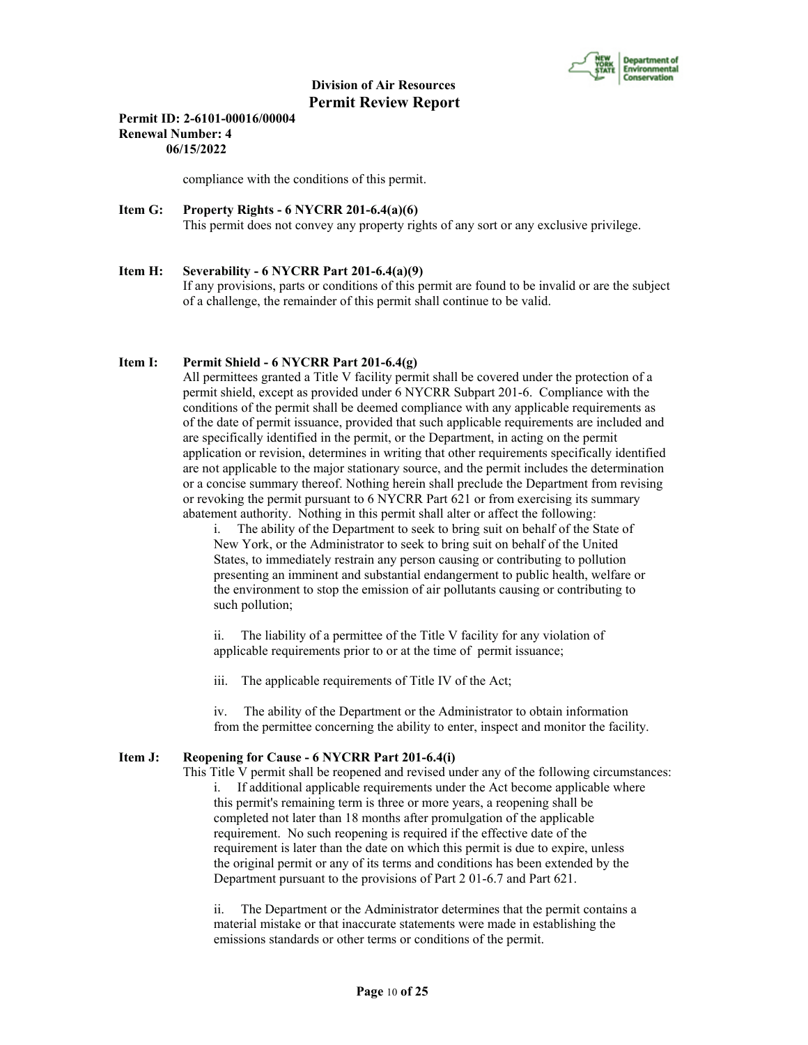compliance with the conditions of this permit.

**Item G: Property Rights - 6 NYCRR 201-6.4(a)(6)**

This permit does not convey any property rights of any sort or any exclusive privilege.

**Item H: Severability - 6 NYCRR Part 201-6.4(a)(9)**

If any provisions, parts or conditions of this permit are found to be invalid or are the subject of a challenge, the remainder of this permit shall continue to be valid.

**Item I: Permit Shield - 6 NYCRR Part 201-6.4(g)**

All permittees granted a Title V facility permit shall be covered under the protection of a permit shield, except as provided under 6 NYCRR Subpart 201-6. Compliance with the conditions of the permit shall be deemed compliance with any applicable requirements as of the date of permit issuance, provided that such applicable requirements are included and are specifically identified in the permit, or the Department, in acting on the permit application or revision, determines in writing that other requirements specifically identified are not applicable to the major stationary source, and the permit includes the determination or a concise summary thereof. Nothing herein shall preclude the Department from revising or revoking the permit pursuant to 6 NYCRR Part 621 or from exercising its summary abatement authority. Nothing in this permit shall alter or affect the following:

i. The ability of the Department to seek to bring suit on behalf of the State of New York, or the Administrator to seek to bring suit on behalf of the United States, to immediately restrain any person causing or contributing to pollution presenting an imminent and substantial endangerment to public health, welfare or the environment to stop the emission of air pollutants causing or contributing to such pollution;

ii. The liability of a permittee of the Title V facility for any violation of applicable requirements prior to or at the time of permit issuance;

iii. The applicable requirements of Title IV of the Act;

iv. The ability of the Department or the Administrator to obtain information from the permittee concerning the ability to enter, inspect and monitor the facility.

**Item J: Reopening for Cause - 6 NYCRR Part 201-6.4(i)**

This Title V permit shall be reopened and revised under any of the following circumstances:

i. If additional applicable requirements under the Act become applicable where this permit's remaining term is three or more years, a reopening shall be completed not later than 18 months after promulgation of the applicable requirement. No such reopening is required if the effective date of the requirement is later than the date on which this permit is due to expire, unless the original permit or any of its terms and conditions has been extended by the Department pursuant to the provisions of Part 2 01-6.7 and Part 621.

ii. The Department or the Administrator determines that the permit contains a material mistake or that inaccurate statements were made in establishing the emissions standards or other terms or conditions of the permit.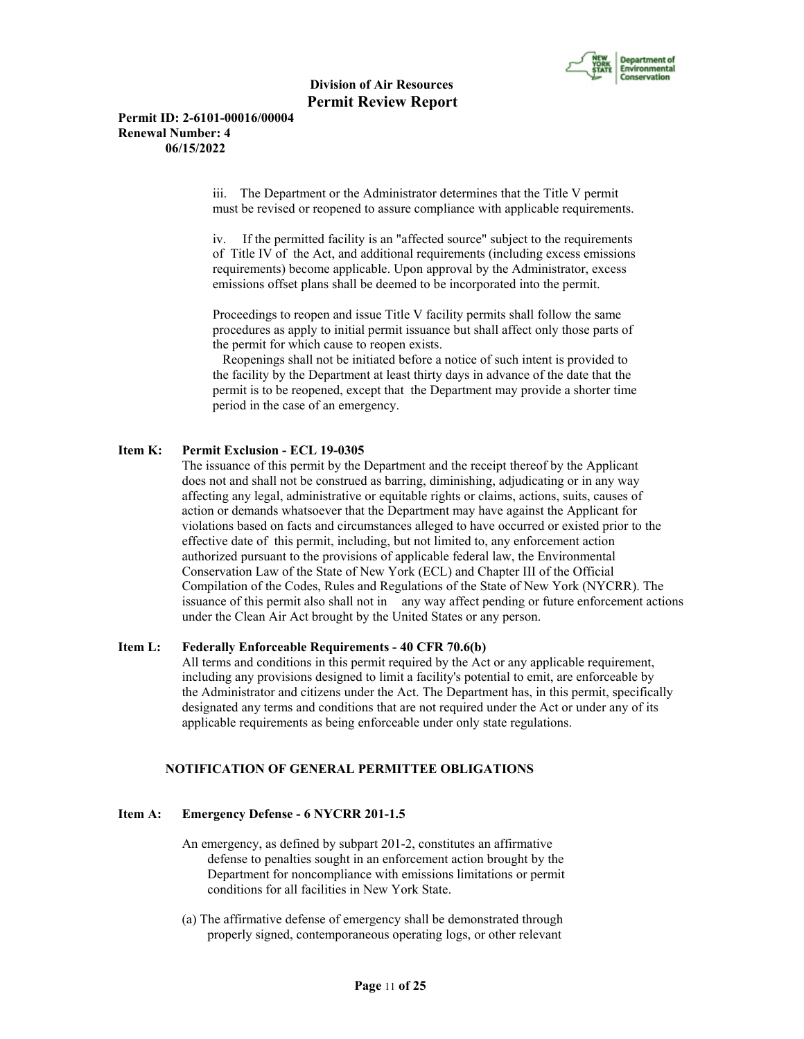iii. The Department or the Administrator determines that the Title V permit must be revised or reopened to assure compliance with applicable requirements.

iv. If the permitted facility is an "affected source" subject to the requirements of Title IV of the Act, and additional requirements (including excess emissions requirements) become applicable. Upon approval by the Administrator, excess emissions offset plans shall be deemed to be incorporated into the permit.

Proceedings to reopen and issue Title V facility permits shall follow the same procedures as apply to initial permit issuance but shall affect only those parts of the permit for which cause to reopen exists.

Reopenings shall not be initiated before a notice of such intent is provided to the facility by the Department at least thirty days in advance of the date that the permit is to be reopened, except that the Department may provide a shorter time period in the case of an emergency.

**Item K: Permit Exclusion - ECL 19-0305**

The issuance of this permit by the Department and the receipt thereof by the Applicant does not and shall not be construed as barring, diminishing, adjudicating or in any way affecting any legal, administrative or equitable rights or claims, actions, suits, causes of action or demands whatsoever that the Department may have against the Applicant for violations based on facts and circumstances alleged to have occurred or existed prior to the effective date of this permit, including, but not limited to, any enforcement action authorized pursuant to the provisions of applicable federal law, the Environmental Conservation Law of the State of New York (ECL) and Chapter III of the Official Compilation of the Codes, Rules and Regulations of the State of New York (NYCRR). The issuance of this permit also shall not in any way affect pending or future enforcement actions under the Clean Air Act brought by the United States or any person.

**Item L: Federally Enforceable Requirements - 40 CFR 70.6(b)**

All terms and conditions in this permit required by the Act or any applicable requirement, including any provisions designed to limit a facility's potential to emit, are enforceable by the Administrator and citizens under the Act. The Department has, in this permit, specifically designated any terms and conditions that are not required under the Act or under any of its applicable requirements as being enforceable under only state regulations.

## NOTIFICATION OF GENERAL PERMITTEE OBLIGATIONS

**Item A: Emergency Defense - 6 NYCRR 201-1.5**

An emergency, as defined by subpart 201-2, constitutes an affirmative defense to penalties sought in an enforcement action brought by the Department for noncompliance with emissions limitations or permit conditions for all facilities in New York State.

(a) The affirmative defense of emergency shall be demonstrated through properly signed, contemporaneous operating logs, or other relevant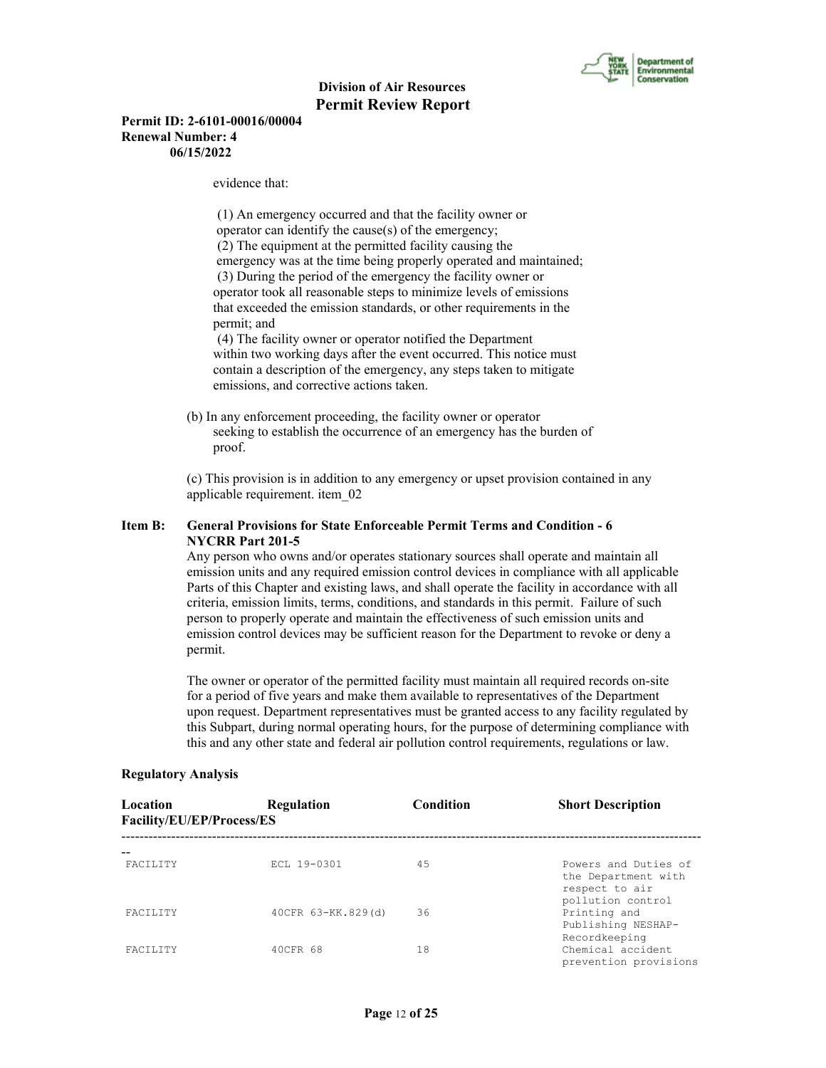evidence that:

(1) An emergency occurred and that the facility owner or operator can identify the cause(s) of the emergency;
(2) The equipment at the permitted facility causing the emergency was at the time being properly operated and maintained;
(3) During the period of the emergency the facility owner or operator took all reasonable steps to minimize levels of emissions that exceeded the emission standards, or other requirements in the permit; and
(4) The facility owner or operator notified the Department within two working days after the event occurred. This notice must contain a description of the emergency, any steps taken to mitigate emissions, and corrective actions taken.

(b) In any enforcement proceeding, the facility owner or operator seeking to establish the occurrence of an emergency has the burden of proof.

(c) This provision is in addition to any emergency or upset provision contained in any applicable requirement. item_02

**Item B: General Provisions for State Enforceable Permit Terms and Condition - 6 NYCRR Part 201-5**

Any person who owns and/or operates stationary sources shall operate and maintain all emission units and any required emission control devices in compliance with all applicable Parts of this Chapter and existing laws, and shall operate the facility in accordance with all criteria, emission limits, terms, conditions, and standards in this permit. Failure of such person to properly operate and maintain the effectiveness of such emission units and emission control devices may be sufficient reason for the Department to revoke or deny a permit.

The owner or operator of the permitted facility must maintain all required records on-site for a period of five years and make them available to representatives of the Department upon request. Department representatives must be granted access to any facility regulated by this Subpart, during normal operating hours, for the purpose of determining compliance with this and any other state and federal air pollution control requirements, regulations or law.

**Regulatory Analysis**

| Location Facility/EU/EP/Process/ES | Regulation | Condition | Short Description |
|---|---|---|---|
| FACILITY | ECL 19-0301 | 45 | Powers and Duties of the Department with respect to air pollution control |
| FACILITY | 40CFR 63-KK.829(d) | 36 | Printing and Publishing NESHAP- Recordkeeping |
| FACILITY | 40CFR 68 | 18 | Chemical accident prevention provisions |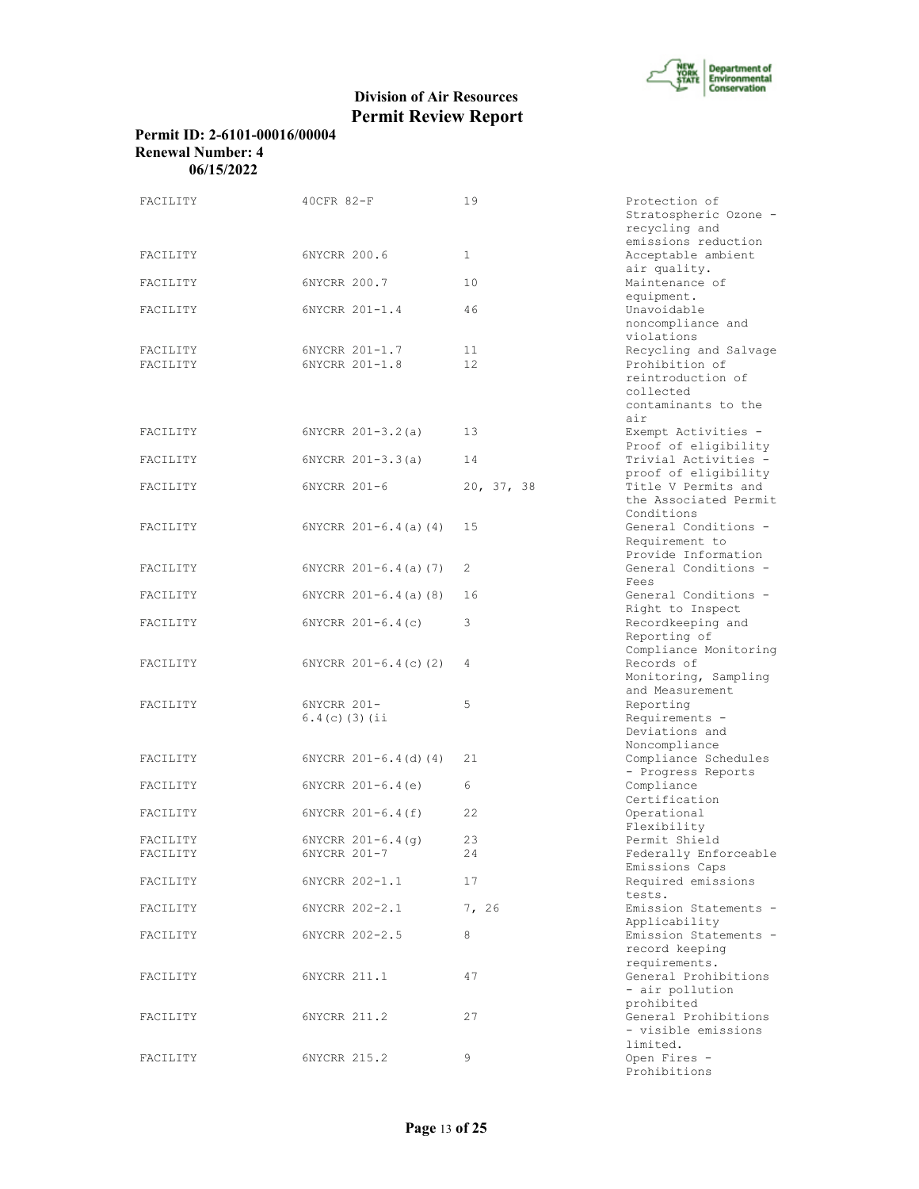# Division of Air Resources
# Permit Review Report

**Permit ID: 2-6101-00016/00004**
**Renewal Number: 4**
**06/15/2022**

| | | | |
|---|---|---|---|
| FACILITY | 40CFR 82-F | 19 | Protection of Stratospheric Ozone - recycling and emissions reduction |
| FACILITY | 6NYCRR 200.6 | 1 | Acceptable ambient air quality. |
| FACILITY | 6NYCRR 200.7 | 10 | Maintenance of equipment. |
| FACILITY | 6NYCRR 201-1.4 | 46 | Unavoidable noncompliance and violations |
| FACILITY | 6NYCRR 201-1.7 | 11 | Recycling and Salvage |
| FACILITY | 6NYCRR 201-1.8 | 12 | Prohibition of reintroduction of collected contaminants to the air |
| FACILITY | 6NYCRR 201-3.2(a) | 13 | Exempt Activities - Proof of eligibility |
| FACILITY | 6NYCRR 201-3.3(a) | 14 | Trivial Activities - proof of eligibility |
| FACILITY | 6NYCRR 201-6 | 20, 37, 38 | Title V Permits and the Associated Permit Conditions |
| FACILITY | 6NYCRR 201-6.4(a)(4) | 15 | General Conditions - Requirement to Provide Information |
| FACILITY | 6NYCRR 201-6.4(a)(7) | 2 | General Conditions - Fees |
| FACILITY | 6NYCRR 201-6.4(a)(8) | 16 | General Conditions - Right to Inspect |
| FACILITY | 6NYCRR 201-6.4(c) | 3 | Recordkeeping and Reporting of Compliance Monitoring |
| FACILITY | 6NYCRR 201-6.4(c)(2) | 4 | Records of Monitoring, Sampling and Measurement |
| FACILITY | 6NYCRR 201-6.4(c)(3)(ii | 5 | Reporting Requirements - Deviations and Noncompliance |
| FACILITY | 6NYCRR 201-6.4(d)(4) | 21 | Compliance Schedules - Progress Reports |
| FACILITY | 6NYCRR 201-6.4(e) | 6 | Compliance Certification |
| FACILITY | 6NYCRR 201-6.4(f) | 22 | Operational Flexibility |
| FACILITY | 6NYCRR 201-6.4(g) | 23 | Permit Shield |
| FACILITY | 6NYCRR 201-7 | 24 | Federally Enforceable Emissions Caps |
| FACILITY | 6NYCRR 202-1.1 | 17 | Required emissions tests. |
| FACILITY | 6NYCRR 202-2.1 | 7, 26 | Emission Statements - Applicability |
| FACILITY | 6NYCRR 202-2.5 | 8 | Emission Statements - record keeping requirements. |
| FACILITY | 6NYCRR 211.1 | 47 | General Prohibitions - air pollution prohibited |
| FACILITY | 6NYCRR 211.2 | 27 | General Prohibitions - visible emissions limited. |
| FACILITY | 6NYCRR 215.2 | 9 | Open Fires - Prohibitions |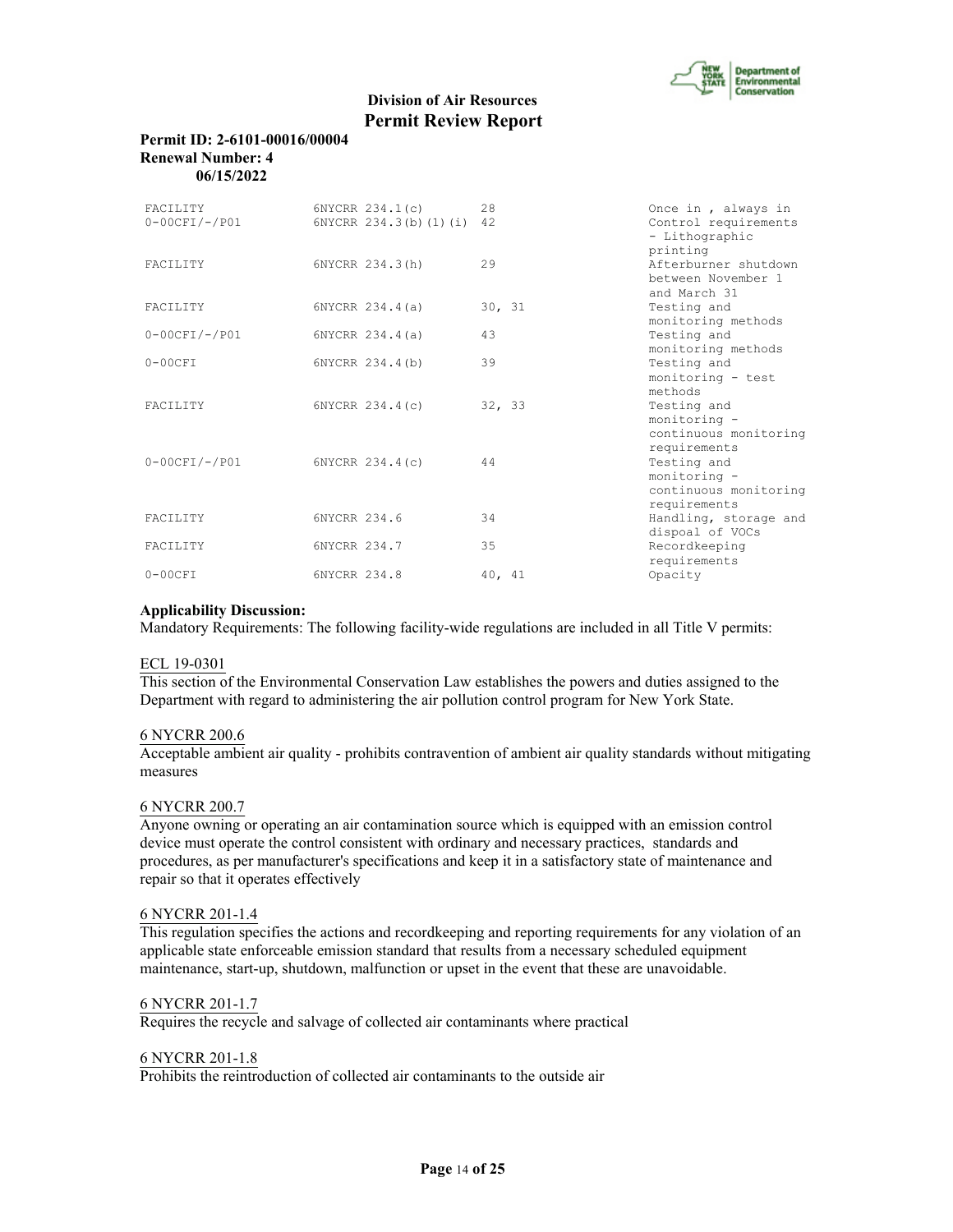**Division of Air Resources**
**Permit Review Report**

**Permit ID: 2-6101-00016/00004**
**Renewal Number: 4**
**06/15/2022**

| | | | |
|---|---|---|---|
| FACILITY | 6NYCRR 234.1(c) | 28 | Once in , always in |
| 0-00CFI/-/P01 | 6NYCRR 234.3(b)(1)(i) | 42 | Control requirements - Lithographic printing |
| FACILITY | 6NYCRR 234.3(h) | 29 | Afterburner shutdown between November 1 and March 31 |
| FACILITY | 6NYCRR 234.4(a) | 30, 31 | Testing and monitoring methods |
| 0-00CFI/-/P01 | 6NYCRR 234.4(a) | 43 | Testing and monitoring methods |
| 0-00CFI | 6NYCRR 234.4(b) | 39 | Testing and monitoring - test methods |
| FACILITY | 6NYCRR 234.4(c) | 32, 33 | Testing and monitoring - continuous monitoring requirements |
| 0-00CFI/-/P01 | 6NYCRR 234.4(c) | 44 | Testing and monitoring - continuous monitoring requirements |
| FACILITY | 6NYCRR 234.6 | 34 | Handling, storage and dispoal of VOCs |
| FACILITY | 6NYCRR 234.7 | 35 | Recordkeeping requirements |
| 0-00CFI | 6NYCRR 234.8 | 40, 41 | Opacity |

**Applicability Discussion:**
Mandatory Requirements: The following facility-wide regulations are included in all Title V permits:

ECL 19-0301
This section of the Environmental Conservation Law establishes the powers and duties assigned to the Department with regard to administering the air pollution control program for New York State.

6 NYCRR 200.6
Acceptable ambient air quality - prohibits contravention of ambient air quality standards without mitigating measures

6 NYCRR 200.7
Anyone owning or operating an air contamination source which is equipped with an emission control device must operate the control consistent with ordinary and necessary practices, standards and procedures, as per manufacturer's specifications and keep it in a satisfactory state of maintenance and repair so that it operates effectively

6 NYCRR 201-1.4
This regulation specifies the actions and recordkeeping and reporting requirements for any violation of an applicable state enforceable emission standard that results from a necessary scheduled equipment maintenance, start-up, shutdown, malfunction or upset in the event that these are unavoidable.

6 NYCRR 201-1.7
Requires the recycle and salvage of collected air contaminants where practical

6 NYCRR 201-1.8
Prohibits the reintroduction of collected air contaminants to the outside air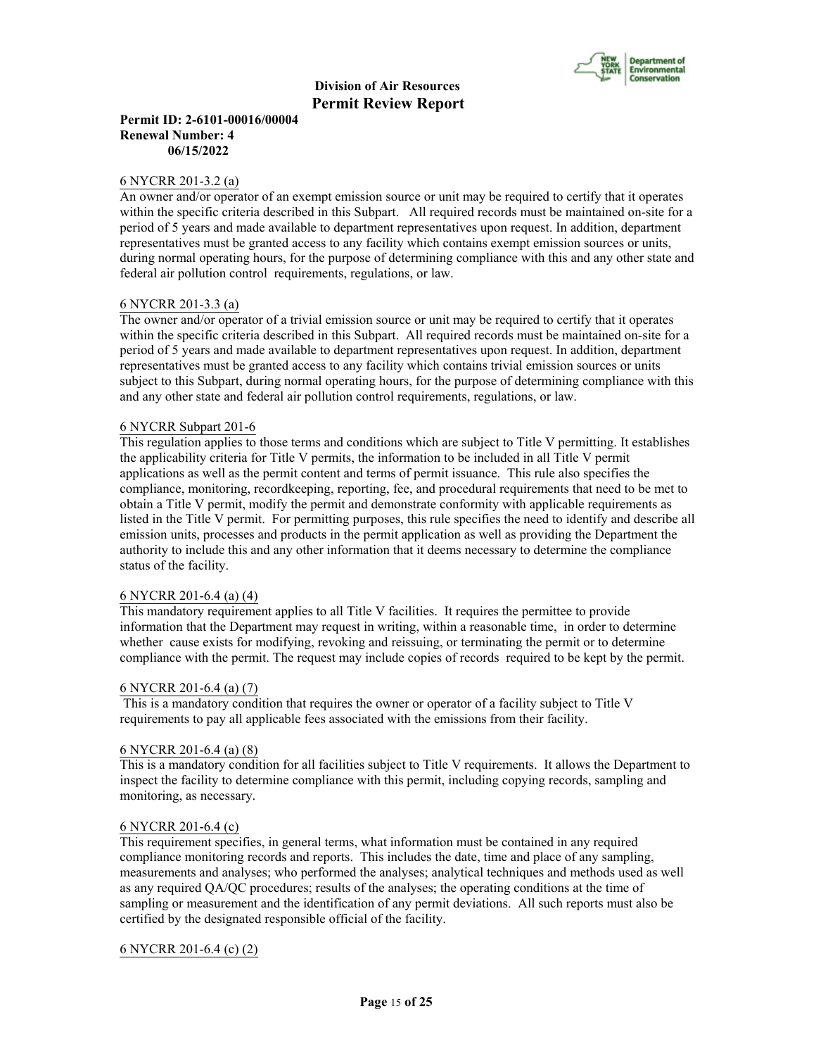6 NYCRR 201-3.2 (a)
An owner and/or operator of an exempt emission source or unit may be required to certify that it operates within the specific criteria described in this Subpart. All required records must be maintained on-site for a period of 5 years and made available to department representatives upon request. In addition, department representatives must be granted access to any facility which contains exempt emission sources or units, during normal operating hours, for the purpose of determining compliance with this and any other state and federal air pollution control requirements, regulations, or law.

6 NYCRR 201-3.3 (a)
The owner and/or operator of a trivial emission source or unit may be required to certify that it operates within the specific criteria described in this Subpart. All required records must be maintained on-site for a period of 5 years and made available to department representatives upon request. In addition, department representatives must be granted access to any facility which contains trivial emission sources or units subject to this Subpart, during normal operating hours, for the purpose of determining compliance with this and any other state and federal air pollution control requirements, regulations, or law.

6 NYCRR Subpart 201-6
This regulation applies to those terms and conditions which are subject to Title V permitting. It establishes the applicability criteria for Title V permits, the information to be included in all Title V permit applications as well as the permit content and terms of permit issuance. This rule also specifies the compliance, monitoring, recordkeeping, reporting, fee, and procedural requirements that need to be met to obtain a Title V permit, modify the permit and demonstrate conformity with applicable requirements as listed in the Title V permit. For permitting purposes, this rule specifies the need to identify and describe all emission units, processes and products in the permit application as well as providing the Department the authority to include this and any other information that it deems necessary to determine the compliance status of the facility.

6 NYCRR 201-6.4 (a) (4)
This mandatory requirement applies to all Title V facilities. It requires the permittee to provide information that the Department may request in writing, within a reasonable time, in order to determine whether cause exists for modifying, revoking and reissuing, or terminating the permit or to determine compliance with the permit. The request may include copies of records required to be kept by the permit.

6 NYCRR 201-6.4 (a) (7)
This is a mandatory condition that requires the owner or operator of a facility subject to Title V requirements to pay all applicable fees associated with the emissions from their facility.

6 NYCRR 201-6.4 (a) (8)
This is a mandatory condition for all facilities subject to Title V requirements. It allows the Department to inspect the facility to determine compliance with this permit, including copying records, sampling and monitoring, as necessary.

6 NYCRR 201-6.4 (c)
This requirement specifies, in general terms, what information must be contained in any required compliance monitoring records and reports. This includes the date, time and place of any sampling, measurements and analyses; who performed the analyses; analytical techniques and methods used as well as any required QA/QC procedures; results of the analyses; the operating conditions at the time of sampling or measurement and the identification of any permit deviations. All such reports must also be certified by the designated responsible official of the facility.

6 NYCRR 201-6.4 (c) (2)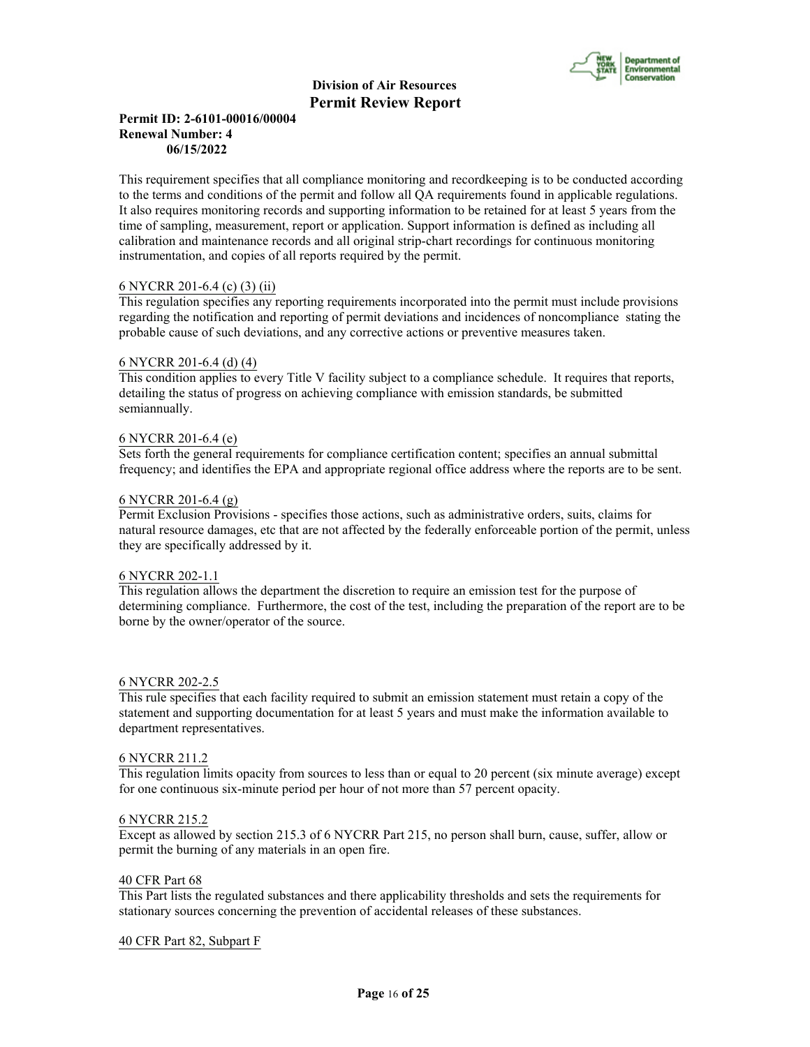This requirement specifies that all compliance monitoring and recordkeeping is to be conducted according to the terms and conditions of the permit and follow all QA requirements found in applicable regulations. It also requires monitoring records and supporting information to be retained for at least 5 years from the time of sampling, measurement, report or application. Support information is defined as including all calibration and maintenance records and all original strip-chart recordings for continuous monitoring instrumentation, and copies of all reports required by the permit.

6 NYCRR 201-6.4 (c) (3) (ii)

This regulation specifies any reporting requirements incorporated into the permit must include provisions regarding the notification and reporting of permit deviations and incidences of noncompliance stating the probable cause of such deviations, and any corrective actions or preventive measures taken.

6 NYCRR 201-6.4 (d) (4)

This condition applies to every Title V facility subject to a compliance schedule. It requires that reports, detailing the status of progress on achieving compliance with emission standards, be submitted semiannually.

6 NYCRR 201-6.4 (e)

Sets forth the general requirements for compliance certification content; specifies an annual submittal frequency; and identifies the EPA and appropriate regional office address where the reports are to be sent.

6 NYCRR 201-6.4 (g)

Permit Exclusion Provisions - specifies those actions, such as administrative orders, suits, claims for natural resource damages, etc that are not affected by the federally enforceable portion of the permit, unless they are specifically addressed by it.

6 NYCRR 202-1.1

This regulation allows the department the discretion to require an emission test for the purpose of determining compliance. Furthermore, the cost of the test, including the preparation of the report are to be borne by the owner/operator of the source.

6 NYCRR 202-2.5

This rule specifies that each facility required to submit an emission statement must retain a copy of the statement and supporting documentation for at least 5 years and must make the information available to department representatives.

6 NYCRR 211.2

This regulation limits opacity from sources to less than or equal to 20 percent (six minute average) except for one continuous six-minute period per hour of not more than 57 percent opacity.

6 NYCRR 215.2

Except as allowed by section 215.3 of 6 NYCRR Part 215, no person shall burn, cause, suffer, allow or permit the burning of any materials in an open fire.

40 CFR Part 68

This Part lists the regulated substances and there applicability thresholds and sets the requirements for stationary sources concerning the prevention of accidental releases of these substances.

40 CFR Part 82, Subpart F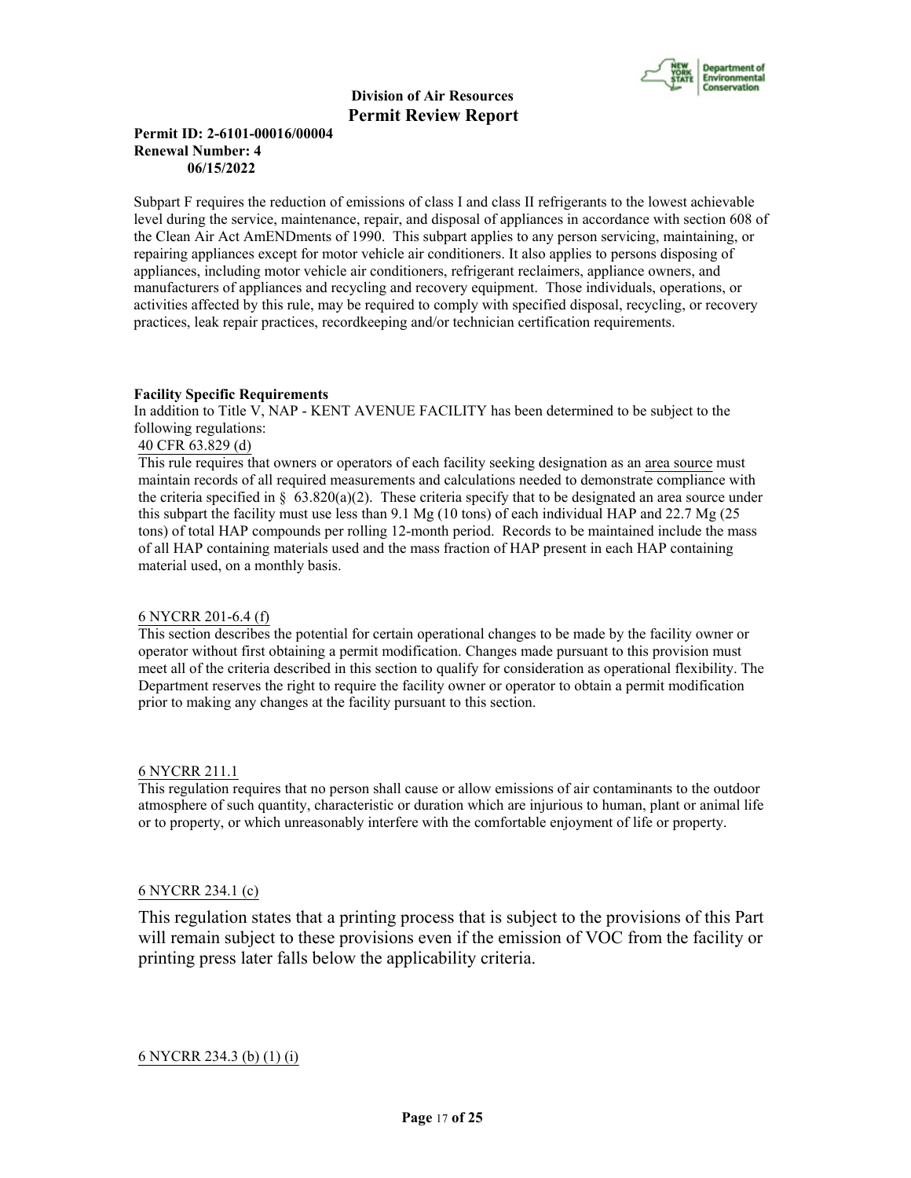Subpart F requires the reduction of emissions of class I and class II refrigerants to the lowest achievable level during the service, maintenance, repair, and disposal of appliances in accordance with section 608 of the Clean Air Act AmENDments of 1990. This subpart applies to any person servicing, maintaining, or repairing appliances except for motor vehicle air conditioners. It also applies to persons disposing of appliances, including motor vehicle air conditioners, refrigerant reclaimers, appliance owners, and manufacturers of appliances and recycling and recovery equipment. Those individuals, operations, or activities affected by this rule, may be required to comply with specified disposal, recycling, or recovery practices, leak repair practices, recordkeeping and/or technician certification requirements.

**Facility Specific Requirements**

In addition to Title V, NAP - KENT AVENUE FACILITY has been determined to be subject to the following regulations:

40 CFR 63.829 (d)

This rule requires that owners or operators of each facility seeking designation as an area source must maintain records of all required measurements and calculations needed to demonstrate compliance with the criteria specified in § 63.820(a)(2). These criteria specify that to be designated an area source under this subpart the facility must use less than 9.1 Mg (10 tons) of each individual HAP and 22.7 Mg (25 tons) of total HAP compounds per rolling 12-month period. Records to be maintained include the mass of all HAP containing materials used and the mass fraction of HAP present in each HAP containing material used, on a monthly basis.

6 NYCRR 201-6.4 (f)

This section describes the potential for certain operational changes to be made by the facility owner or operator without first obtaining a permit modification. Changes made pursuant to this provision must meet all of the criteria described in this section to qualify for consideration as operational flexibility. The Department reserves the right to require the facility owner or operator to obtain a permit modification prior to making any changes at the facility pursuant to this section.

6 NYCRR 211.1

This regulation requires that no person shall cause or allow emissions of air contaminants to the outdoor atmosphere of such quantity, characteristic or duration which are injurious to human, plant or animal life or to property, or which unreasonably interfere with the comfortable enjoyment of life or property.

6 NYCRR 234.1 (c)

This regulation states that a printing process that is subject to the provisions of this Part will remain subject to these provisions even if the emission of VOC from the facility or printing press later falls below the applicability criteria.

6 NYCRR 234.3 (b) (1) (i)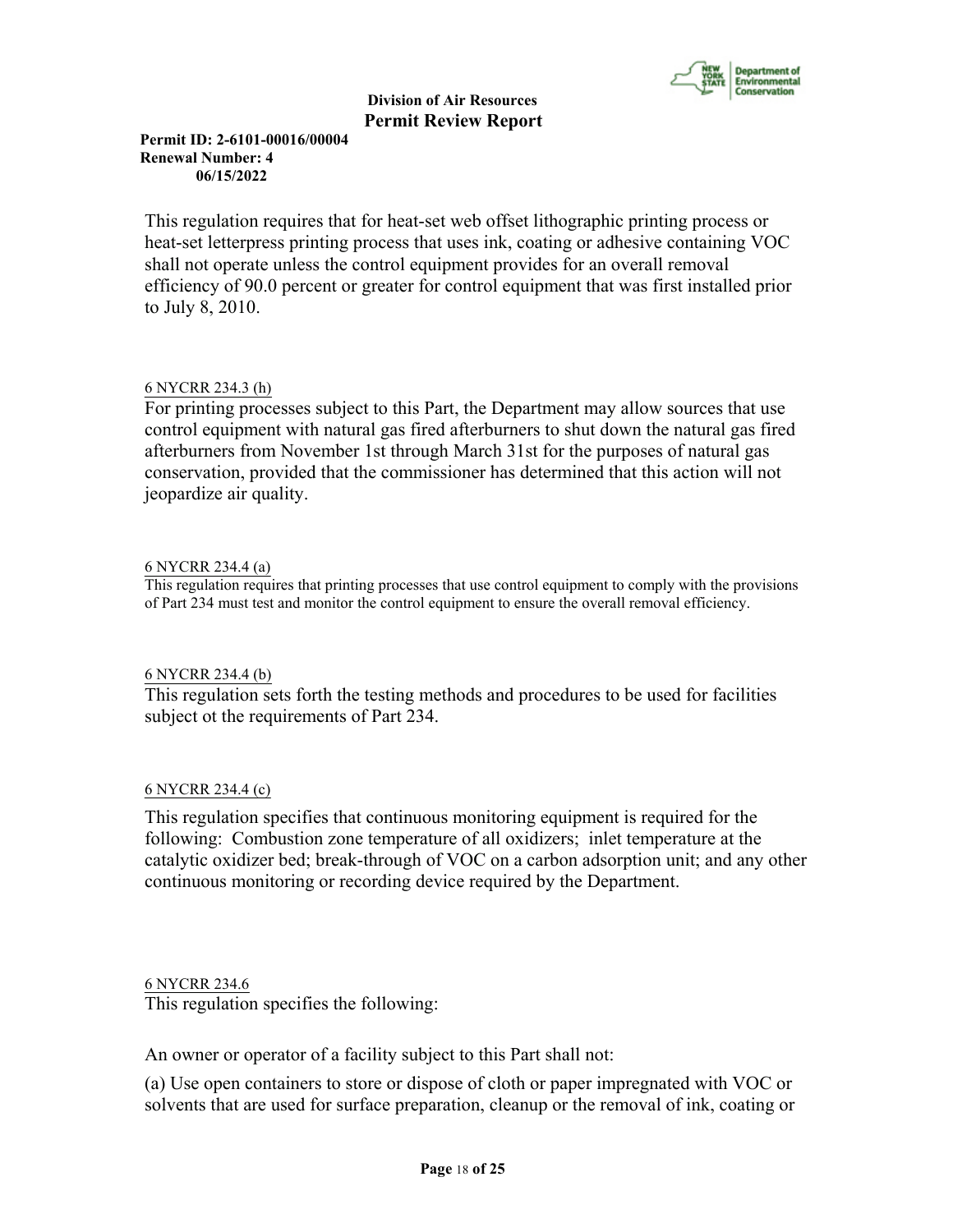This regulation requires that for heat-set web offset lithographic printing process or heat-set letterpress printing process that uses ink, coating or adhesive containing VOC shall not operate unless the control equipment provides for an overall removal efficiency of 90.0 percent or greater for control equipment that was first installed prior to July 8, 2010.

6 NYCRR 234.3 (h)

For printing processes subject to this Part, the Department may allow sources that use control equipment with natural gas fired afterburners to shut down the natural gas fired afterburners from November 1st through March 31st for the purposes of natural gas conservation, provided that the commissioner has determined that this action will not jeopardize air quality.

6 NYCRR 234.4 (a)

This regulation requires that printing processes that use control equipment to comply with the provisions of Part 234 must test and monitor the control equipment to ensure the overall removal efficiency.

6 NYCRR 234.4 (b)

This regulation sets forth the testing methods and procedures to be used for facilities subject ot the requirements of Part 234.

6 NYCRR 234.4 (c)

This regulation specifies that continuous monitoring equipment is required for the following: Combustion zone temperature of all oxidizers; inlet temperature at the catalytic oxidizer bed; break-through of VOC on a carbon adsorption unit; and any other continuous monitoring or recording device required by the Department.

6 NYCRR 234.6

This regulation specifies the following:

An owner or operator of a facility subject to this Part shall not:

(a) Use open containers to store or dispose of cloth or paper impregnated with VOC or solvents that are used for surface preparation, cleanup or the removal of ink, coating or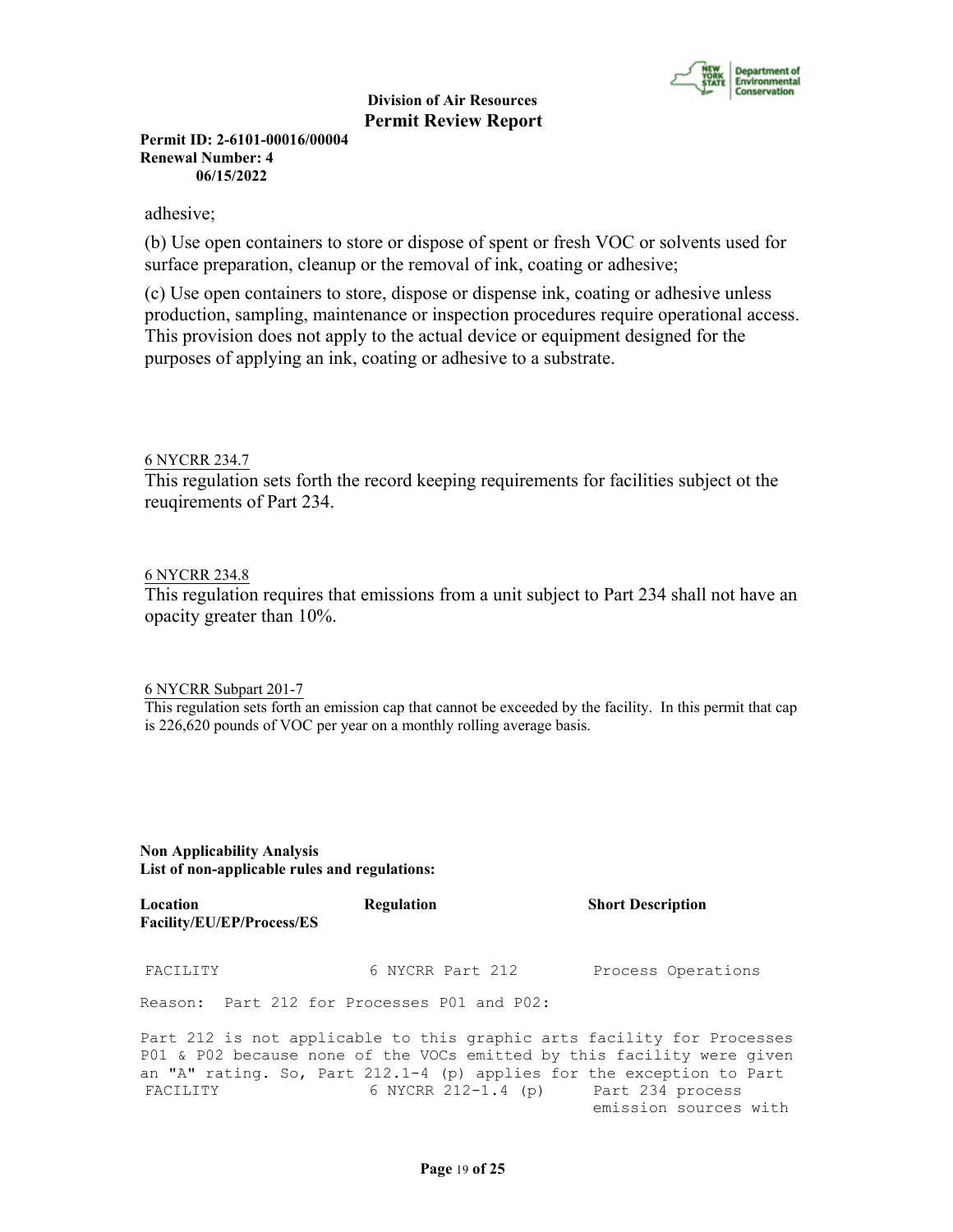adhesive;

(b) Use open containers to store or dispose of spent or fresh VOC or solvents used for surface preparation, cleanup or the removal of ink, coating or adhesive;

(c) Use open containers to store, dispose or dispense ink, coating or adhesive unless production, sampling, maintenance or inspection procedures require operational access. This provision does not apply to the actual device or equipment designed for the purposes of applying an ink, coating or adhesive to a substrate.

6 NYCRR 234.7

This regulation sets forth the record keeping requirements for facilities subject ot the reuqirements of Part 234.

6 NYCRR 234.8

This regulation requires that emissions from a unit subject to Part 234 shall not have an opacity greater than 10%.

6 NYCRR Subpart 201-7

This regulation sets forth an emission cap that cannot be exceeded by the facility. In this permit that cap is 226,620 pounds of VOC per year on a monthly rolling average basis.

**Non Applicability Analysis**
**List of non-applicable rules and regulations:**

| Location Facility/EU/EP/Process/ES | Regulation | Short Description |
|---|---|---|
| FACILITY | 6 NYCRR Part 212 | Process Operations |

Reason: Part 212 for Processes P01 and P02:

Part 212 is not applicable to this graphic arts facility for Processes P01 & P02 because none of the VOCs emitted by this facility were given an "A" rating. So, Part 212.1-4 (p) applies for the exception to Part

| | | |
|---|---|---|
| FACILITY | 6 NYCRR 212-1.4 (p) | Part 234 process emission sources with |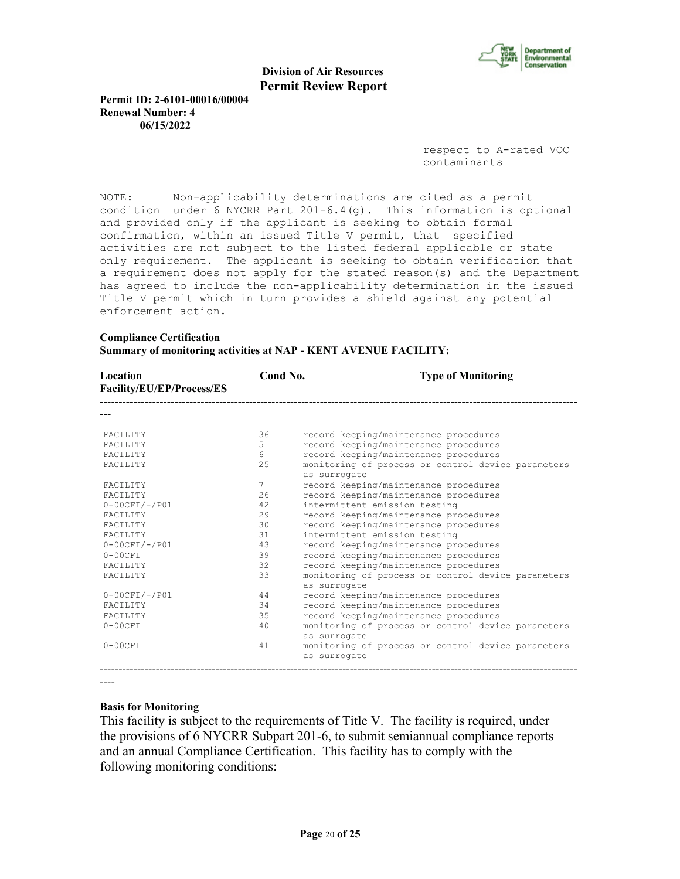respect to A-rated VOC contaminants

NOTE: Non-applicability determinations are cited as a permit condition under 6 NYCRR Part 201-6.4(g). This information is optional and provided only if the applicant is seeking to obtain formal confirmation, within an issued Title V permit, that specified activities are not subject to the listed federal applicable or state only requirement. The applicant is seeking to obtain verification that a requirement does not apply for the stated reason(s) and the Department has agreed to include the non-applicability determination in the issued Title V permit which in turn provides a shield against any potential enforcement action.

**Compliance Certification**
**Summary of monitoring activities at NAP - KENT AVENUE FACILITY:**

| Location Facility/EU/EP/Process/ES | Cond No. | Type of Monitoring |
|---|---|---|
| FACILITY | 36 | record keeping/maintenance procedures |
| FACILITY | 5 | record keeping/maintenance procedures |
| FACILITY | 6 | record keeping/maintenance procedures |
| FACILITY | 25 | monitoring of process or control device parameters as surrogate |
| FACILITY | 7 | record keeping/maintenance procedures |
| FACILITY | 26 | record keeping/maintenance procedures |
| 0-00CFI/-/P01 | 42 | intermittent emission testing |
| FACILITY | 29 | record keeping/maintenance procedures |
| FACILITY | 30 | record keeping/maintenance procedures |
| FACILITY | 31 | intermittent emission testing |
| 0-00CFI/-/P01 | 43 | record keeping/maintenance procedures |
| 0-00CFI | 39 | record keeping/maintenance procedures |
| FACILITY | 32 | record keeping/maintenance procedures |
| FACILITY | 33 | monitoring of process or control device parameters as surrogate |
| 0-00CFI/-/P01 | 44 | record keeping/maintenance procedures |
| FACILITY | 34 | record keeping/maintenance procedures |
| FACILITY | 35 | record keeping/maintenance procedures |
| 0-00CFI | 40 | monitoring of process or control device parameters as surrogate |
| 0-00CFI | 41 | monitoring of process or control device parameters as surrogate |

**Basis for Monitoring**

This facility is subject to the requirements of Title V. The facility is required, under the provisions of 6 NYCRR Subpart 201-6, to submit semiannual compliance reports and an annual Compliance Certification. This facility has to comply with the following monitoring conditions: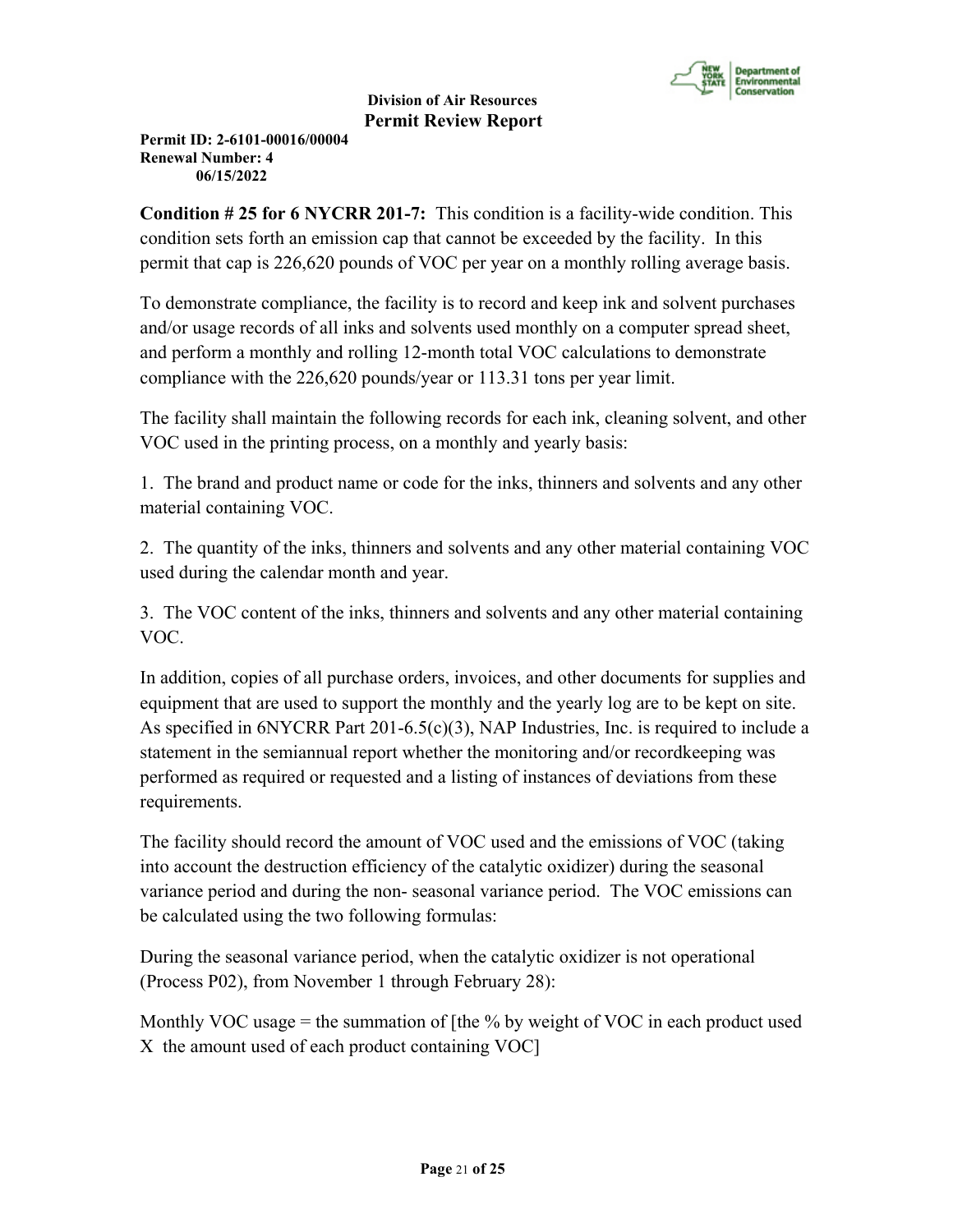**Condition # 25 for 6 NYCRR 201-7:** This condition is a facility-wide condition. This condition sets forth an emission cap that cannot be exceeded by the facility. In this permit that cap is 226,620 pounds of VOC per year on a monthly rolling average basis.

To demonstrate compliance, the facility is to record and keep ink and solvent purchases and/or usage records of all inks and solvents used monthly on a computer spread sheet, and perform a monthly and rolling 12-month total VOC calculations to demonstrate compliance with the 226,620 pounds/year or 113.31 tons per year limit.

The facility shall maintain the following records for each ink, cleaning solvent, and other VOC used in the printing process, on a monthly and yearly basis:

1. The brand and product name or code for the inks, thinners and solvents and any other material containing VOC.

2. The quantity of the inks, thinners and solvents and any other material containing VOC used during the calendar month and year.

3. The VOC content of the inks, thinners and solvents and any other material containing VOC.

In addition, copies of all purchase orders, invoices, and other documents for supplies and equipment that are used to support the monthly and the yearly log are to be kept on site. As specified in 6NYCRR Part 201-6.5(c)(3), NAP Industries, Inc. is required to include a statement in the semiannual report whether the monitoring and/or recordkeeping was performed as required or requested and a listing of instances of deviations from these requirements.

The facility should record the amount of VOC used and the emissions of VOC (taking into account the destruction efficiency of the catalytic oxidizer) during the seasonal variance period and during the non- seasonal variance period. The VOC emissions can be calculated using the two following formulas:

During the seasonal variance period, when the catalytic oxidizer is not operational (Process P02), from November 1 through February 28):

Monthly VOC usage = the summation of [the % by weight of VOC in each product used X the amount used of each product containing VOC]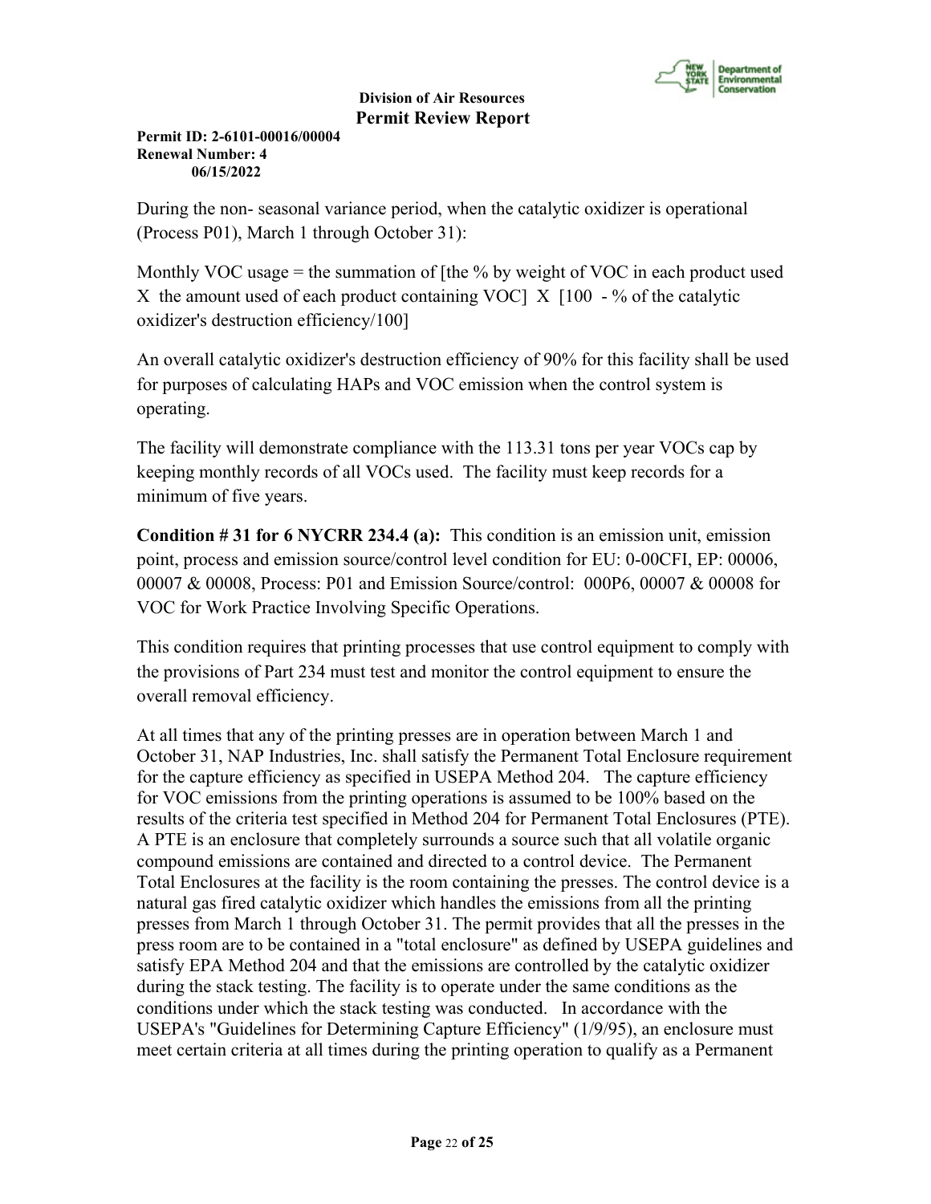During the non- seasonal variance period, when the catalytic oxidizer is operational (Process P01), March 1 through October 31):

Monthly VOC usage = the summation of [the % by weight of VOC in each product used X the amount used of each product containing VOC] X [100 - % of the catalytic oxidizer's destruction efficiency/100]

An overall catalytic oxidizer's destruction efficiency of 90% for this facility shall be used for purposes of calculating HAPs and VOC emission when the control system is operating.

The facility will demonstrate compliance with the 113.31 tons per year VOCs cap by keeping monthly records of all VOCs used. The facility must keep records for a minimum of five years.

**Condition # 31 for 6 NYCRR 234.4 (a):** This condition is an emission unit, emission point, process and emission source/control level condition for EU: 0-00CFI, EP: 00006, 00007 & 00008, Process: P01 and Emission Source/control: 000P6, 00007 & 00008 for VOC for Work Practice Involving Specific Operations.

This condition requires that printing processes that use control equipment to comply with the provisions of Part 234 must test and monitor the control equipment to ensure the overall removal efficiency.

At all times that any of the printing presses are in operation between March 1 and October 31, NAP Industries, Inc. shall satisfy the Permanent Total Enclosure requirement for the capture efficiency as specified in USEPA Method 204. The capture efficiency for VOC emissions from the printing operations is assumed to be 100% based on the results of the criteria test specified in Method 204 for Permanent Total Enclosures (PTE). A PTE is an enclosure that completely surrounds a source such that all volatile organic compound emissions are contained and directed to a control device. The Permanent Total Enclosures at the facility is the room containing the presses. The control device is a natural gas fired catalytic oxidizer which handles the emissions from all the printing presses from March 1 through October 31. The permit provides that all the presses in the press room are to be contained in a "total enclosure" as defined by USEPA guidelines and satisfy EPA Method 204 and that the emissions are controlled by the catalytic oxidizer during the stack testing. The facility is to operate under the same conditions as the conditions under which the stack testing was conducted. In accordance with the USEPA's "Guidelines for Determining Capture Efficiency" (1/9/95), an enclosure must meet certain criteria at all times during the printing operation to qualify as a Permanent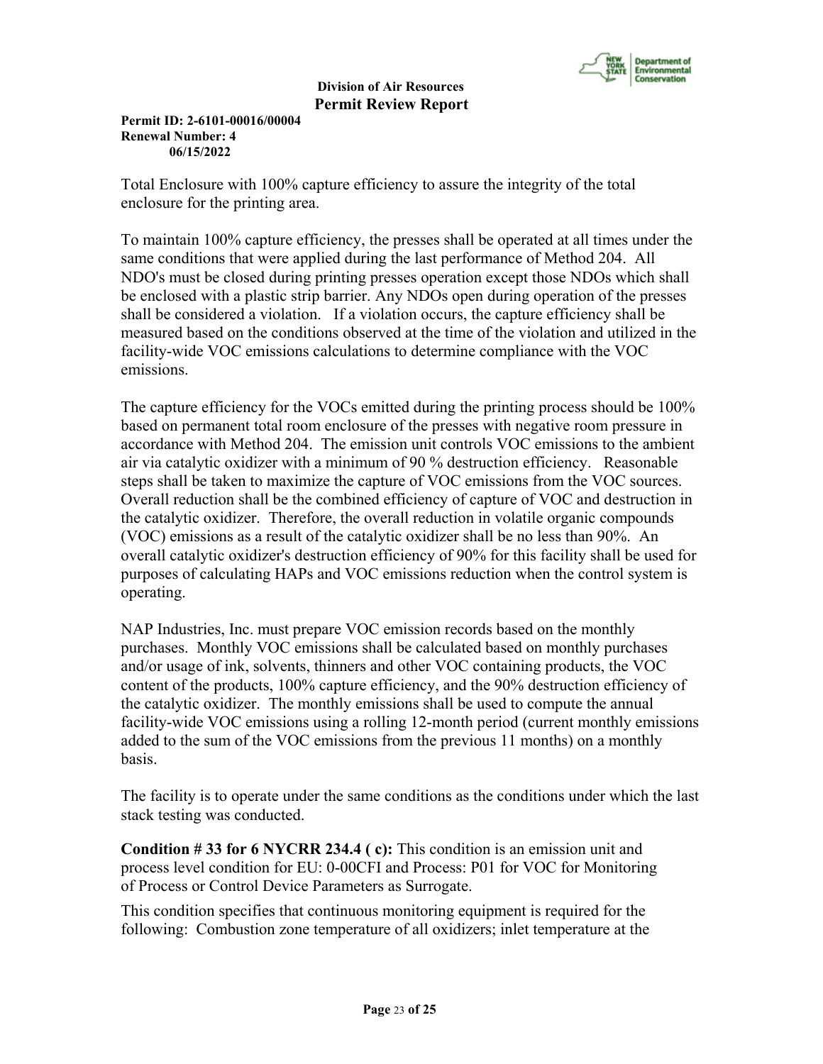Total Enclosure with 100% capture efficiency to assure the integrity of the total enclosure for the printing area.

To maintain 100% capture efficiency, the presses shall be operated at all times under the same conditions that were applied during the last performance of Method 204. All NDO's must be closed during printing presses operation except those NDOs which shall be enclosed with a plastic strip barrier. Any NDOs open during operation of the presses shall be considered a violation. If a violation occurs, the capture efficiency shall be measured based on the conditions observed at the time of the violation and utilized in the facility-wide VOC emissions calculations to determine compliance with the VOC emissions.

The capture efficiency for the VOCs emitted during the printing process should be 100% based on permanent total room enclosure of the presses with negative room pressure in accordance with Method 204. The emission unit controls VOC emissions to the ambient air via catalytic oxidizer with a minimum of 90 % destruction efficiency. Reasonable steps shall be taken to maximize the capture of VOC emissions from the VOC sources. Overall reduction shall be the combined efficiency of capture of VOC and destruction in the catalytic oxidizer. Therefore, the overall reduction in volatile organic compounds (VOC) emissions as a result of the catalytic oxidizer shall be no less than 90%. An overall catalytic oxidizer's destruction efficiency of 90% for this facility shall be used for purposes of calculating HAPs and VOC emissions reduction when the control system is operating.

NAP Industries, Inc. must prepare VOC emission records based on the monthly purchases. Monthly VOC emissions shall be calculated based on monthly purchases and/or usage of ink, solvents, thinners and other VOC containing products, the VOC content of the products, 100% capture efficiency, and the 90% destruction efficiency of the catalytic oxidizer. The monthly emissions shall be used to compute the annual facility-wide VOC emissions using a rolling 12-month period (current monthly emissions added to the sum of the VOC emissions from the previous 11 months) on a monthly basis.

The facility is to operate under the same conditions as the conditions under which the last stack testing was conducted.

**Condition # 33 for 6 NYCRR 234.4 ( c):** This condition is an emission unit and process level condition for EU: 0-00CFI and Process: P01 for VOC for Monitoring of Process or Control Device Parameters as Surrogate.

This condition specifies that continuous monitoring equipment is required for the following: Combustion zone temperature of all oxidizers; inlet temperature at the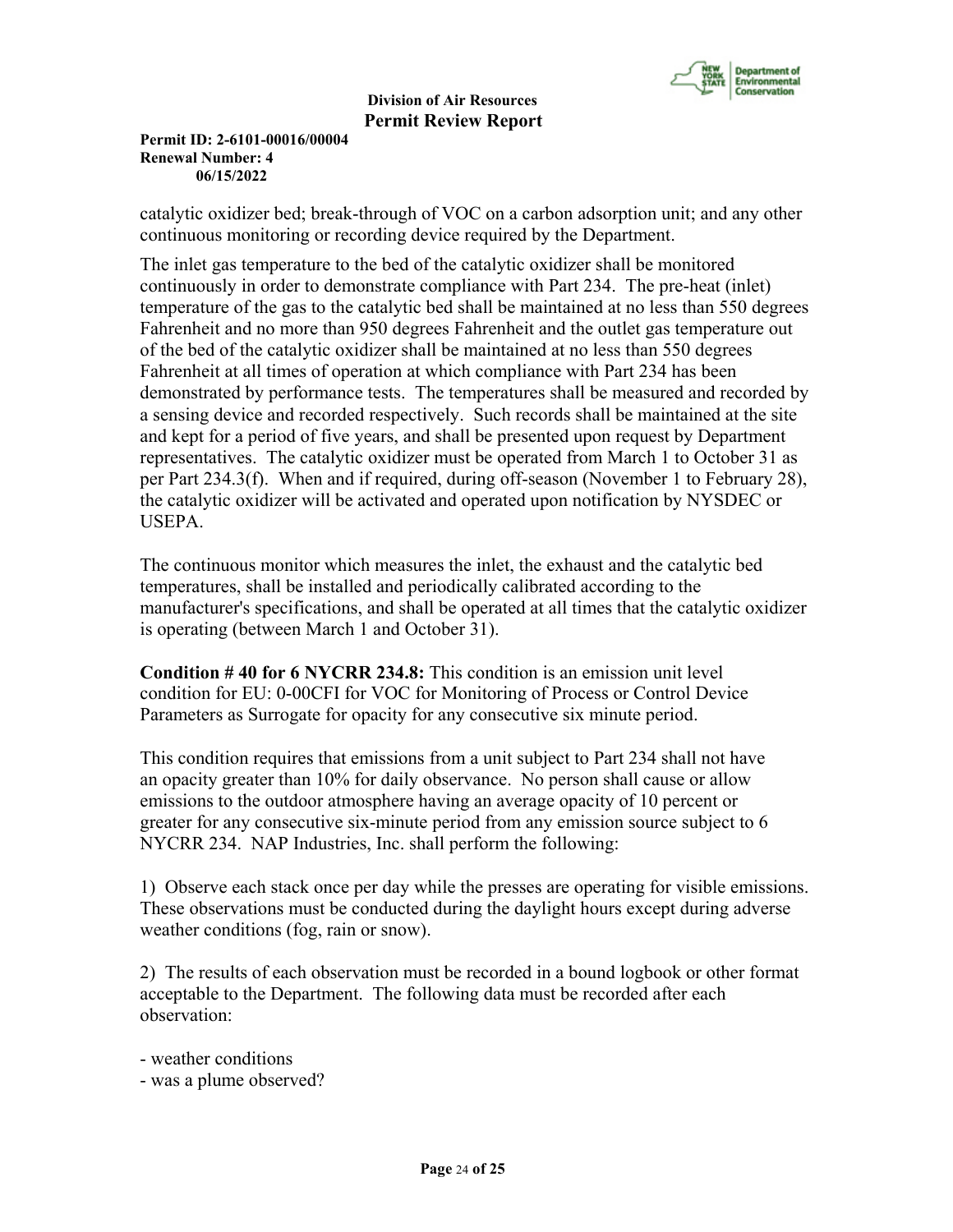catalytic oxidizer bed; break-through of VOC on a carbon adsorption unit; and any other continuous monitoring or recording device required by the Department.

The inlet gas temperature to the bed of the catalytic oxidizer shall be monitored continuously in order to demonstrate compliance with Part 234. The pre-heat (inlet) temperature of the gas to the catalytic bed shall be maintained at no less than 550 degrees Fahrenheit and no more than 950 degrees Fahrenheit and the outlet gas temperature out of the bed of the catalytic oxidizer shall be maintained at no less than 550 degrees Fahrenheit at all times of operation at which compliance with Part 234 has been demonstrated by performance tests. The temperatures shall be measured and recorded by a sensing device and recorded respectively. Such records shall be maintained at the site and kept for a period of five years, and shall be presented upon request by Department representatives. The catalytic oxidizer must be operated from March 1 to October 31 as per Part 234.3(f). When and if required, during off-season (November 1 to February 28), the catalytic oxidizer will be activated and operated upon notification by NYSDEC or USEPA.

The continuous monitor which measures the inlet, the exhaust and the catalytic bed temperatures, shall be installed and periodically calibrated according to the manufacturer's specifications, and shall be operated at all times that the catalytic oxidizer is operating (between March 1 and October 31).

**Condition # 40 for 6 NYCRR 234.8:** This condition is an emission unit level condition for EU: 0-00CFI for VOC for Monitoring of Process or Control Device Parameters as Surrogate for opacity for any consecutive six minute period.

This condition requires that emissions from a unit subject to Part 234 shall not have an opacity greater than 10% for daily observance. No person shall cause or allow emissions to the outdoor atmosphere having an average opacity of 10 percent or greater for any consecutive six-minute period from any emission source subject to 6 NYCRR 234. NAP Industries, Inc. shall perform the following:

1) Observe each stack once per day while the presses are operating for visible emissions. These observations must be conducted during the daylight hours except during adverse weather conditions (fog, rain or snow).

2) The results of each observation must be recorded in a bound logbook or other format acceptable to the Department. The following data must be recorded after each observation:

- weather conditions
- was a plume observed?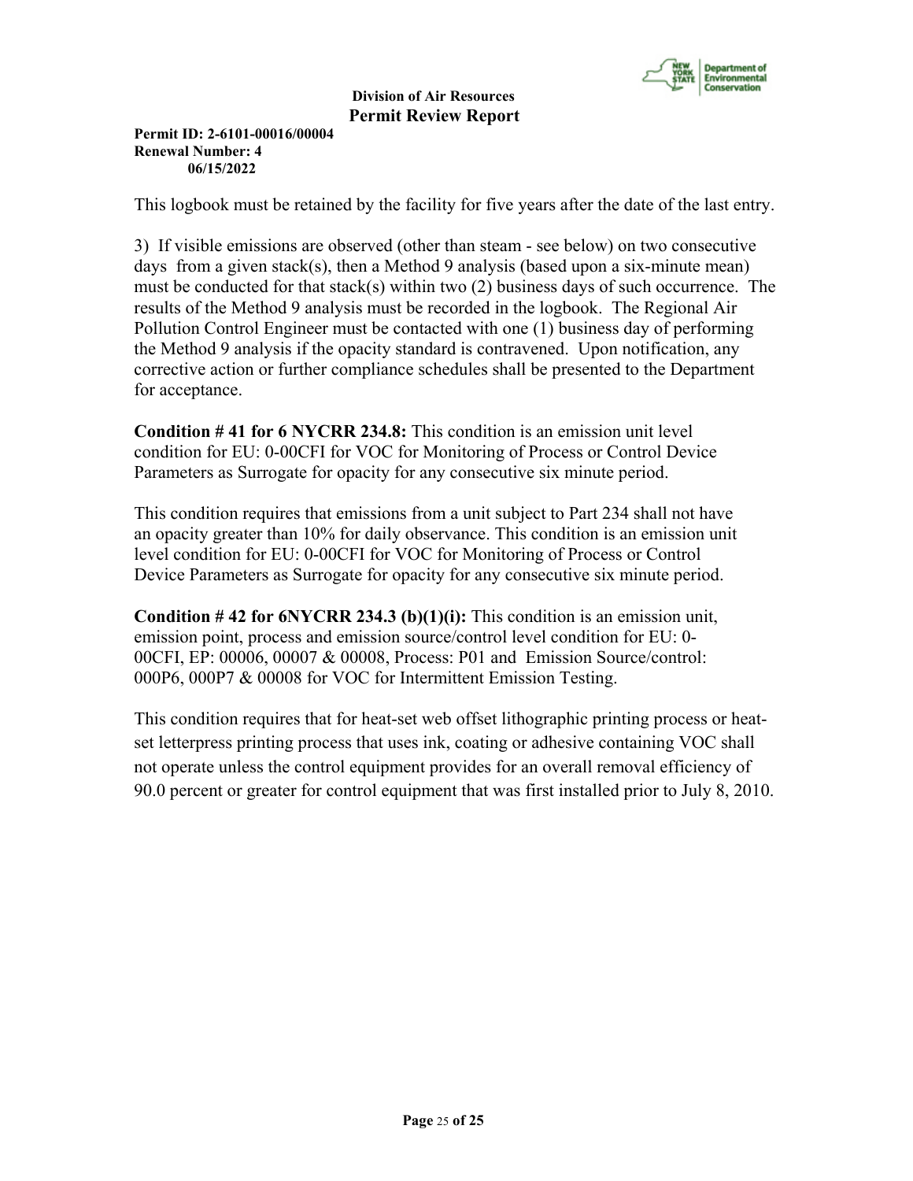This logbook must be retained by the facility for five years after the date of the last entry.

3) If visible emissions are observed (other than steam - see below) on two consecutive days from a given stack(s), then a Method 9 analysis (based upon a six-minute mean) must be conducted for that stack(s) within two (2) business days of such occurrence. The results of the Method 9 analysis must be recorded in the logbook. The Regional Air Pollution Control Engineer must be contacted with one (1) business day of performing the Method 9 analysis if the opacity standard is contravened. Upon notification, any corrective action or further compliance schedules shall be presented to the Department for acceptance.

**Condition # 41 for 6 NYCRR 234.8:** This condition is an emission unit level condition for EU: 0-00CFI for VOC for Monitoring of Process or Control Device Parameters as Surrogate for opacity for any consecutive six minute period.

This condition requires that emissions from a unit subject to Part 234 shall not have an opacity greater than 10% for daily observance. This condition is an emission unit level condition for EU: 0-00CFI for VOC for Monitoring of Process or Control Device Parameters as Surrogate for opacity for any consecutive six minute period.

**Condition # 42 for 6NYCRR 234.3 (b)(1)(i):** This condition is an emission unit, emission point, process and emission source/control level condition for EU: 0-00CFI, EP: 00006, 00007 & 00008, Process: P01 and Emission Source/control: 000P6, 000P7 & 00008 for VOC for Intermittent Emission Testing.

This condition requires that for heat-set web offset lithographic printing process or heat-set letterpress printing process that uses ink, coating or adhesive containing VOC shall not operate unless the control equipment provides for an overall removal efficiency of 90.0 percent or greater for control equipment that was first installed prior to July 8, 2010.